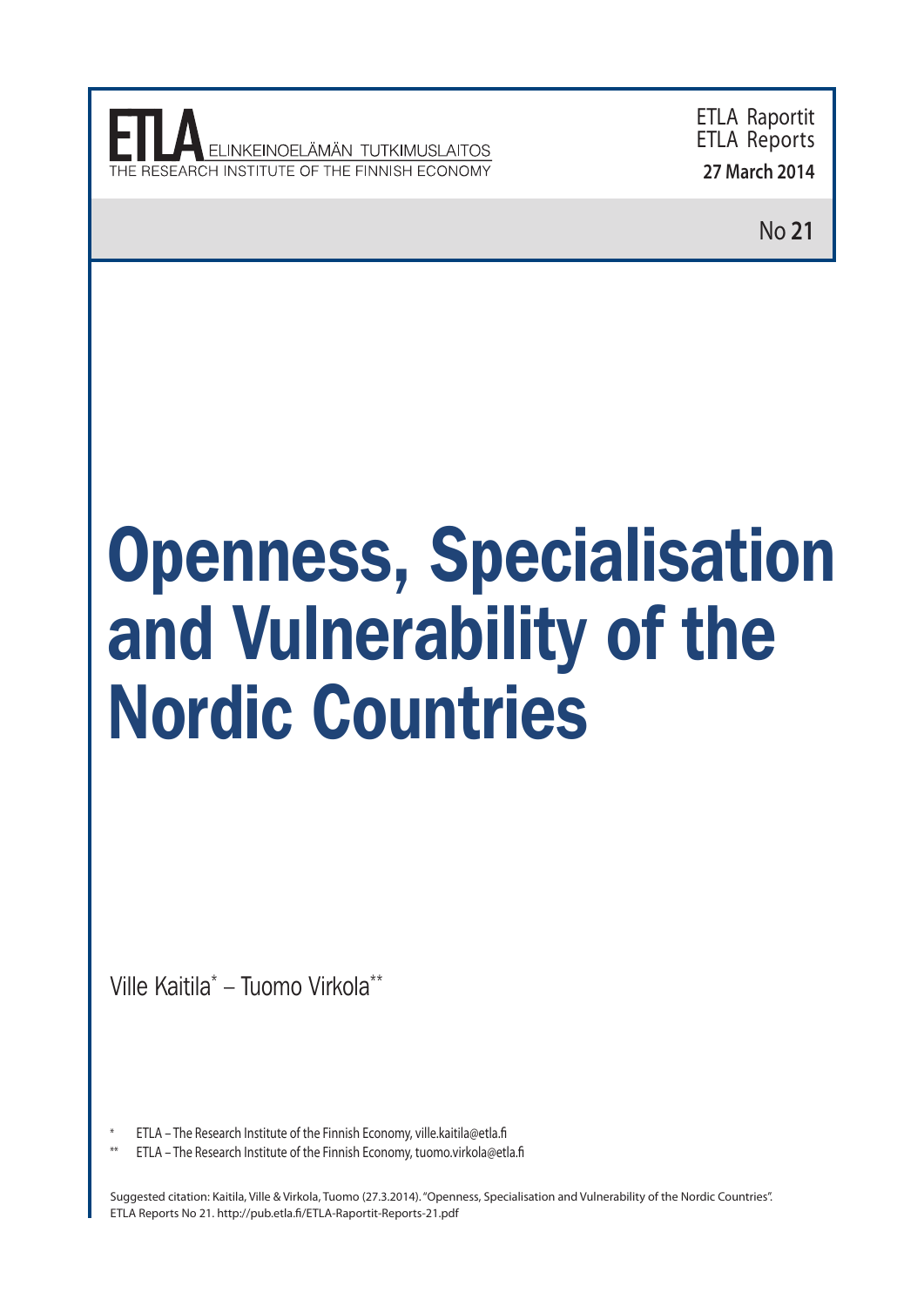ETLA ELINKEINOELÄMÄN TUTKIMUSLAITOS
THE RESEARCH INSTITUTE OF THE FINNISH ECONOMY

ETLA Raportit
ETLA Reports
**27 March 2014**

No **21**

# Openness, Specialisation and Vulnerability of the Nordic Countries

Ville Kaitila* – Tuomo Virkola**

\* ETLA – The Research Institute of the Finnish Economy, ville.kaitila@etla.fi

\*\* ETLA – The Research Institute of the Finnish Economy, tuomo.virkola@etla.fi

Suggested citation: Kaitila, Ville & Virkola, Tuomo (27.3.2014). "Openness, Specialisation and Vulnerability of the Nordic Countries". ETLA Reports No 21. http://pub.etla.fi/ETLA-Raportit-Reports-21.pdf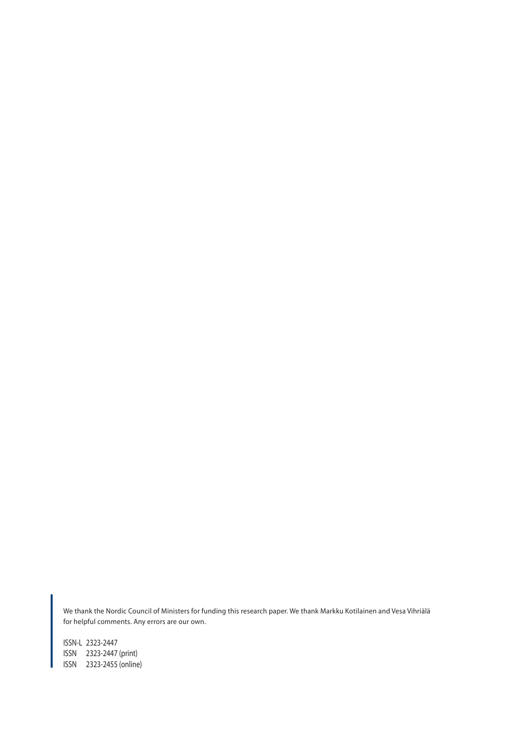We thank the Nordic Council of Ministers for funding this research paper. We thank Markku Kotilainen and Vesa Vihriälä for helpful comments. Any errors are our own.

ISSN-L 2323-2447
ISSN 2323-2447 (print)
ISSN 2323-2455 (online)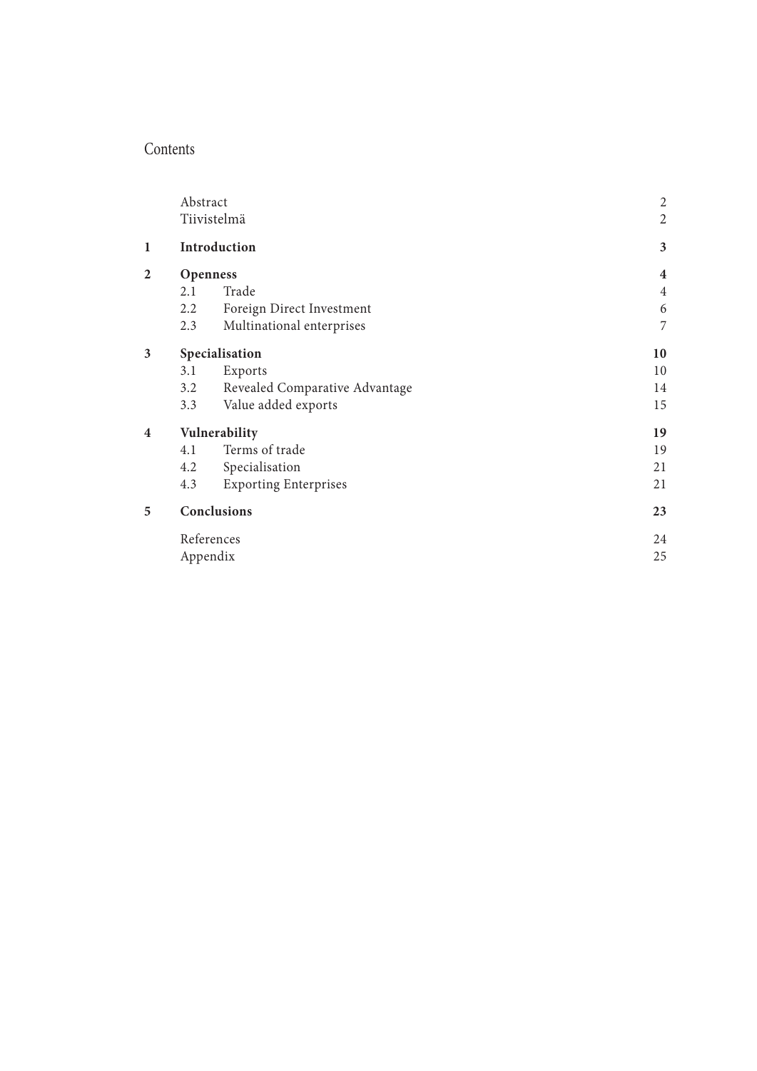# Contents

| | | |
|---|---|---|
| | Abstract | 2 |
| | Tiivistelmä | 2 |
| **1** | **Introduction** | **3** |
| **2** | **Openness** | **4** |
| | 2.1 Trade | 4 |
| | 2.2 Foreign Direct Investment | 6 |
| | 2.3 Multinational enterprises | 7 |
| **3** | **Specialisation** | **10** |
| | 3.1 Exports | 10 |
| | 3.2 Revealed Comparative Advantage | 14 |
| | 3.3 Value added exports | 15 |
| **4** | **Vulnerability** | **19** |
| | 4.1 Terms of trade | 19 |
| | 4.2 Specialisation | 21 |
| | 4.3 Exporting Enterprises | 21 |
| **5** | **Conclusions** | **23** |
| | References | 24 |
| | Appendix | 25 |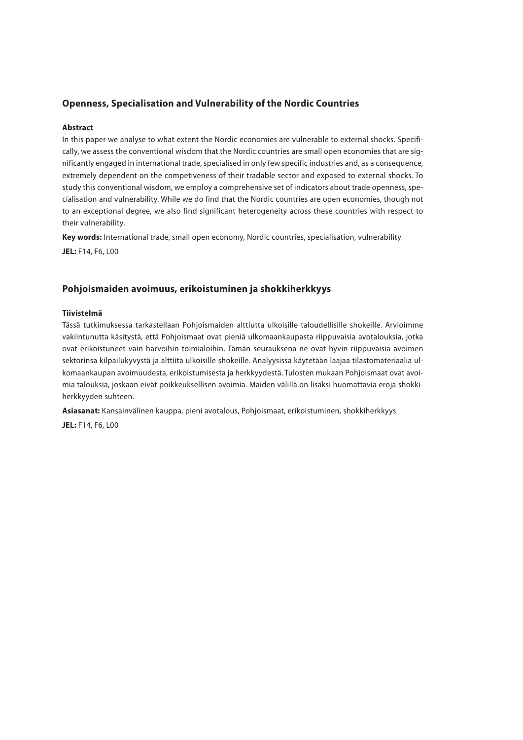## Openness, Specialisation and Vulnerability of the Nordic Countries

**Abstract**

In this paper we analyse to what extent the Nordic economies are vulnerable to external shocks. Specifically, we assess the conventional wisdom that the Nordic countries are small open economies that are significantly engaged in international trade, specialised in only few specific industries and, as a consequence, extremely dependent on the competiveness of their tradable sector and exposed to external shocks. To study this conventional wisdom, we employ a comprehensive set of indicators about trade openness, specialisation and vulnerability. While we do find that the Nordic countries are open economies, though not to an exceptional degree, we also find significant heterogeneity across these countries with respect to their vulnerability.

**Key words:** International trade, small open economy, Nordic countries, specialisation, vulnerability

**JEL:** F14, F6, L00

## Pohjoismaiden avoimuus, erikoistuminen ja shokkiherkkyys

**Tiivistelmä**

Tässä tutkimuksessa tarkastellaan Pohjoismaiden alttiutta ulkoisille taloudellisille shokeille. Arvioimme vakiintunutta käsitystä, että Pohjoismaat ovat pieniä ulkomaankaupasta riippuvaisia avotalouksia, jotka ovat erikoistuneet vain harvoihin toimialoihin. Tämän seurauksena ne ovat hyvin riippuvaisia avoimen sektorinsa kilpailukyvystä ja alttiita ulkoisille shokeille. Analyysissa käytetään laajaa tilastomateriaalia ulkomaankaupan avoimuudesta, erikoistumisesta ja herkkyydestä. Tulosten mukaan Pohjoismaat ovat avoimia talouksia, joskaan eivät poikkeuksellisen avoimia. Maiden välillä on lisäksi huomattavia eroja shokkiherkkyyden suhteen.

**Asiasanat:** Kansainvälinen kauppa, pieni avotalous, Pohjoismaat, erikoistuminen, shokkiherkkyys

**JEL:** F14, F6, L00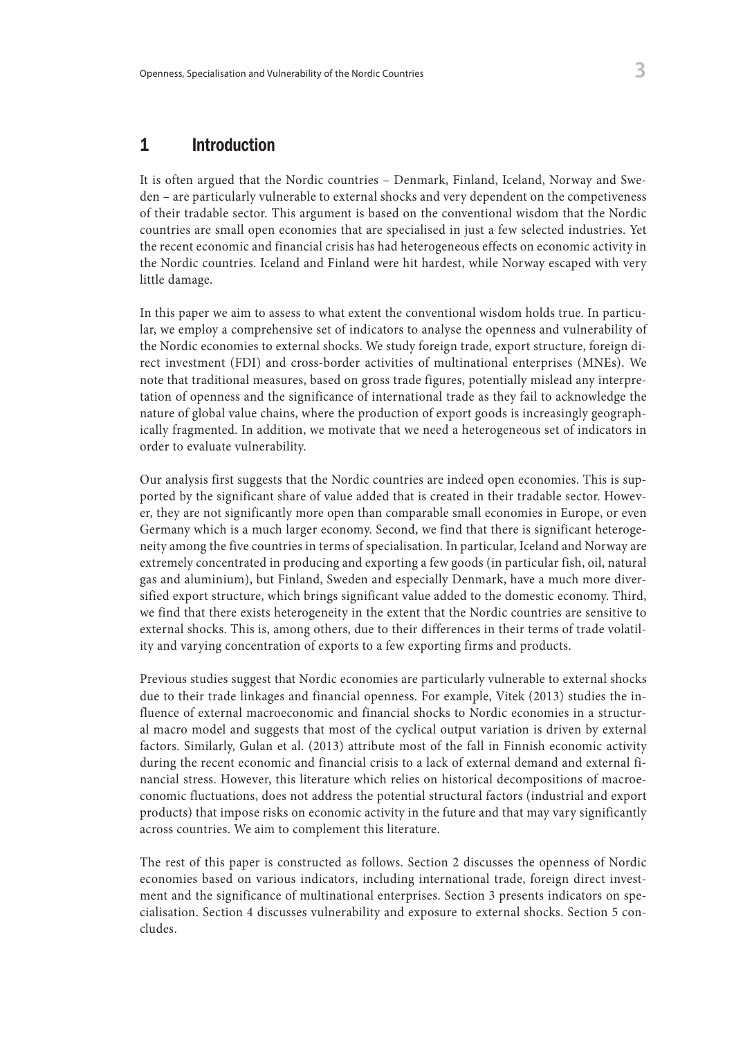# 1 Introduction

It is often argued that the Nordic countries – Denmark, Finland, Iceland, Norway and Sweden – are particularly vulnerable to external shocks and very dependent on the competiveness of their tradable sector. This argument is based on the conventional wisdom that the Nordic countries are small open economies that are specialised in just a few selected industries. Yet the recent economic and financial crisis has had heterogeneous effects on economic activity in the Nordic countries. Iceland and Finland were hit hardest, while Norway escaped with very little damage.

In this paper we aim to assess to what extent the conventional wisdom holds true. In particular, we employ a comprehensive set of indicators to analyse the openness and vulnerability of the Nordic economies to external shocks. We study foreign trade, export structure, foreign direct investment (FDI) and cross-border activities of multinational enterprises (MNEs). We note that traditional measures, based on gross trade figures, potentially mislead any interpretation of openness and the significance of international trade as they fail to acknowledge the nature of global value chains, where the production of export goods is increasingly geographically fragmented. In addition, we motivate that we need a heterogeneous set of indicators in order to evaluate vulnerability.

Our analysis first suggests that the Nordic countries are indeed open economies. This is supported by the significant share of value added that is created in their tradable sector. However, they are not significantly more open than comparable small economies in Europe, or even Germany which is a much larger economy. Second, we find that there is significant heterogeneity among the five countries in terms of specialisation. In particular, Iceland and Norway are extremely concentrated in producing and exporting a few goods (in particular fish, oil, natural gas and aluminium), but Finland, Sweden and especially Denmark, have a much more diversified export structure, which brings significant value added to the domestic economy. Third, we find that there exists heterogeneity in the extent that the Nordic countries are sensitive to external shocks. This is, among others, due to their differences in their terms of trade volatility and varying concentration of exports to a few exporting firms and products.

Previous studies suggest that Nordic economies are particularly vulnerable to external shocks due to their trade linkages and financial openness. For example, Vitek (2013) studies the influence of external macroeconomic and financial shocks to Nordic economies in a structural macro model and suggests that most of the cyclical output variation is driven by external factors. Similarly, Gulan et al. (2013) attribute most of the fall in Finnish economic activity during the recent economic and financial crisis to a lack of external demand and external financial stress. However, this literature which relies on historical decompositions of macroeconomic fluctuations, does not address the potential structural factors (industrial and export products) that impose risks on economic activity in the future and that may vary significantly across countries. We aim to complement this literature.

The rest of this paper is constructed as follows. Section 2 discusses the openness of Nordic economies based on various indicators, including international trade, foreign direct investment and the significance of multinational enterprises. Section 3 presents indicators on specialisation. Section 4 discusses vulnerability and exposure to external shocks. Section 5 concludes.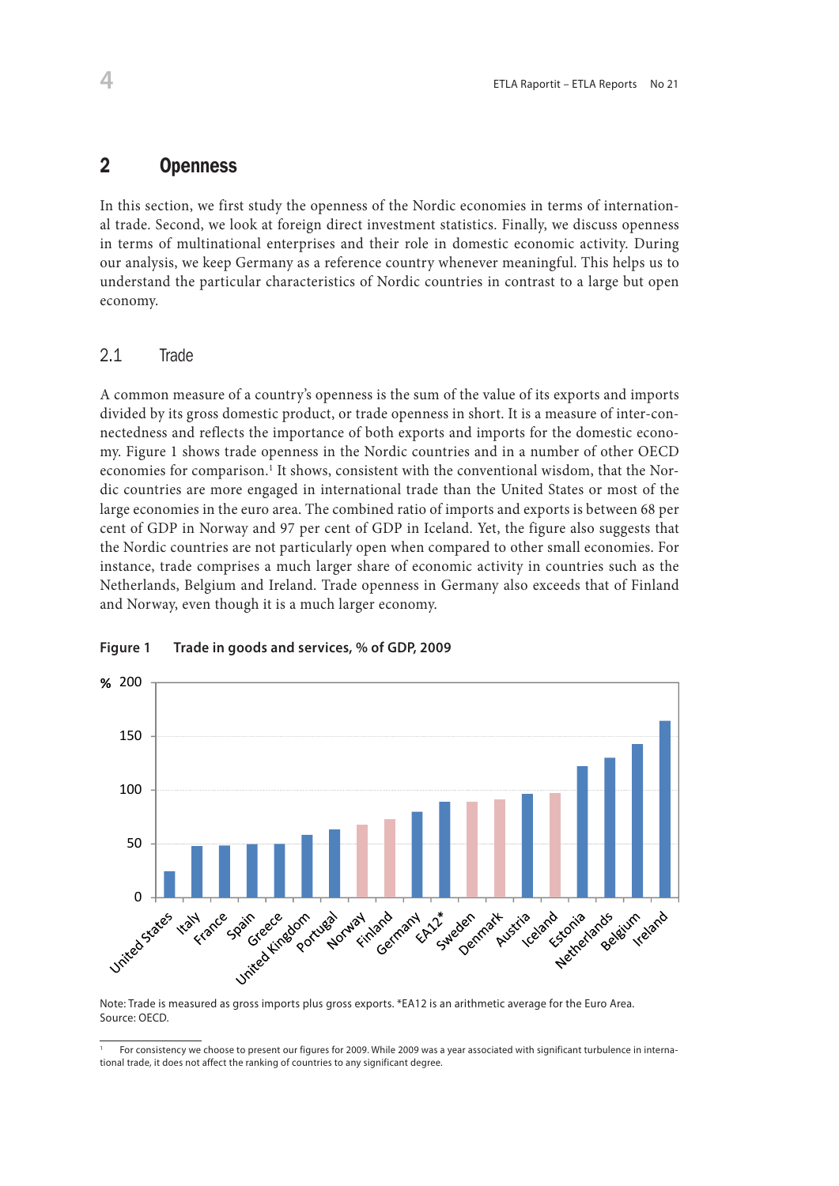## 2 Openness

In this section, we first study the openness of the Nordic economies in terms of international trade. Second, we look at foreign direct investment statistics. Finally, we discuss openness in terms of multinational enterprises and their role in domestic economic activity. During our analysis, we keep Germany as a reference country whenever meaningful. This helps us to understand the particular characteristics of Nordic countries in contrast to a large but open economy.

### 2.1 Trade

A common measure of a country's openness is the sum of the value of its exports and imports divided by its gross domestic product, or trade openness in short. It is a measure of inter-connectedness and reflects the importance of both exports and imports for the domestic economy. Figure 1 shows trade openness in the Nordic countries and in a number of other OECD economies for comparison.[1] It shows, consistent with the conventional wisdom, that the Nordic countries are more engaged in international trade than the United States or most of the large economies in the euro area. The combined ratio of imports and exports is between 68 per cent of GDP in Norway and 97 per cent of GDP in Iceland. Yet, the figure also suggests that the Nordic countries are not particularly open when compared to other small economies. For instance, trade comprises a much larger share of economic activity in countries such as the Netherlands, Belgium and Ireland. Trade openness in Germany also exceeds that of Finland and Norway, even though it is a much larger economy.

**Figure 1 Trade in goods and services, % of GDP, 2009**

Note: Trade is measured as gross imports plus gross exports. *EA12 is an arithmetic average for the Euro Area.
Source: OECD.

[1] For consistency we choose to present our figures for 2009. While 2009 was a year associated with significant turbulence in international trade, it does not affect the ranking of countries to any significant degree.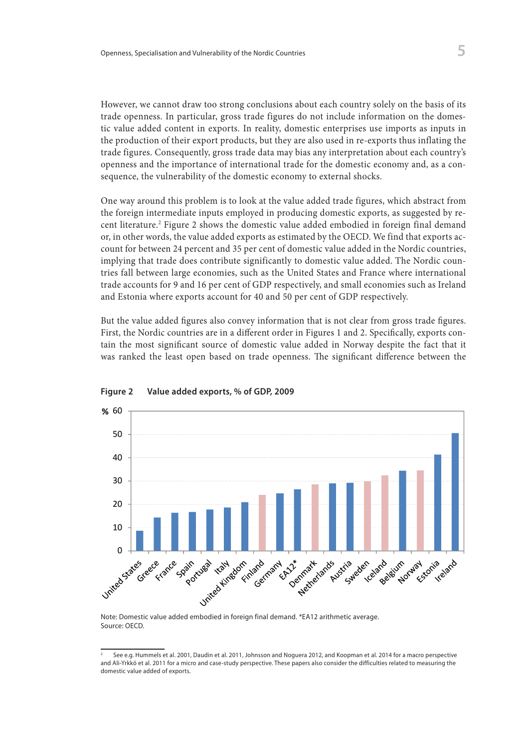However, we cannot draw too strong conclusions about each country solely on the basis of its trade openness. In particular, gross trade figures do not include information on the domestic value added content in exports. In reality, domestic enterprises use imports as inputs in the production of their export products, but they are also used in re-exports thus inflating the trade figures. Consequently, gross trade data may bias any interpretation about each country's openness and the importance of international trade for the domestic economy and, as a consequence, the vulnerability of the domestic economy to external shocks.

One way around this problem is to look at the value added trade figures, which abstract from the foreign intermediate inputs employed in producing domestic exports, as suggested by recent literature.[2] Figure 2 shows the domestic value added embodied in foreign final demand or, in other words, the value added exports as estimated by the OECD. We find that exports account for between 24 percent and 35 per cent of domestic value added in the Nordic countries, implying that trade does contribute significantly to domestic value added. The Nordic countries fall between large economies, such as the United States and France where international trade accounts for 9 and 16 per cent of GDP respectively, and small economies such as Ireland and Estonia where exports account for 40 and 50 per cent of GDP respectively.

But the value added figures also convey information that is not clear from gross trade figures. First, the Nordic countries are in a different order in Figures 1 and 2. Specifically, exports contain the most significant source of domestic value added in Norway despite the fact that it was ranked the least open based on trade openness. The significant difference between the

**Figure 2 Value added exports, % of GDP, 2009**

Note: Domestic value added embodied in foreign final demand. *EA12 arithmetic average.
Source: OECD.

[2] See e.g. Hummels et al. 2001, Daudin et al. 2011, Johnsson and Noguera 2012, and Koopman et al. 2014 for a macro perspective and Ali-Yrkkö et al. 2011 for a micro and case-study perspective. These papers also consider the difficulties related to measuring the domestic value added of exports.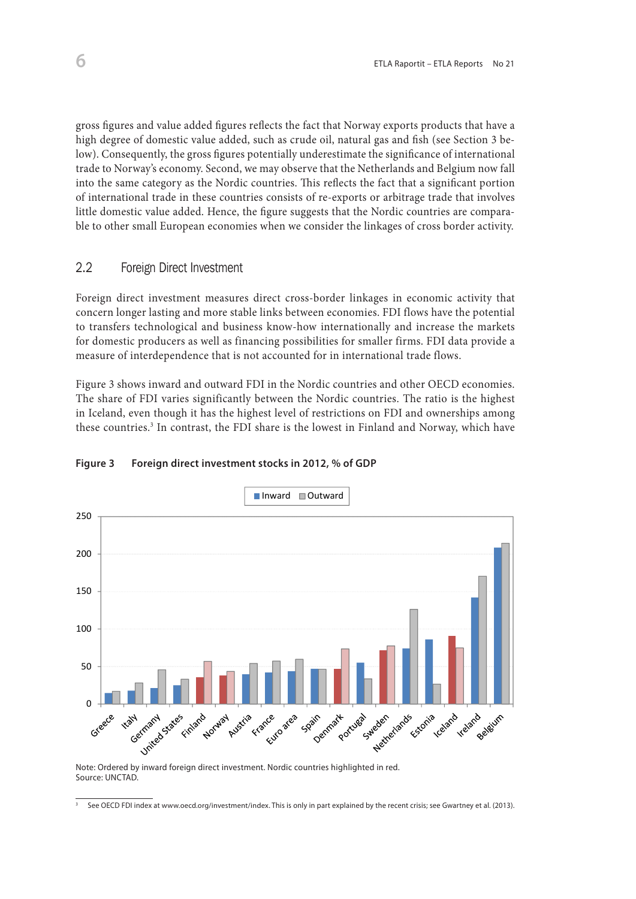gross figures and value added figures reflects the fact that Norway exports products that have a high degree of domestic value added, such as crude oil, natural gas and fish (see Section 3 below). Consequently, the gross figures potentially underestimate the significance of international trade to Norway's economy. Second, we may observe that the Netherlands and Belgium now fall into the same category as the Nordic countries. This reflects the fact that a significant portion of international trade in these countries consists of re-exports or arbitrage trade that involves little domestic value added. Hence, the figure suggests that the Nordic countries are comparable to other small European economies when we consider the linkages of cross border activity.

## 2.2 Foreign Direct Investment

Foreign direct investment measures direct cross-border linkages in economic activity that concern longer lasting and more stable links between economies. FDI flows have the potential to transfers technological and business know-how internationally and increase the markets for domestic producers as well as financing possibilities for smaller firms. FDI data provide a measure of interdependence that is not accounted for in international trade flows.

Figure 3 shows inward and outward FDI in the Nordic countries and other OECD economies. The share of FDI varies significantly between the Nordic countries. The ratio is the highest in Iceland, even though it has the highest level of restrictions on FDI and ownerships among these countries.[3] In contrast, the FDI share is the lowest in Finland and Norway, which have

**Figure 3 Foreign direct investment stocks in 2012, % of GDP**

Note: Ordered by inward foreign direct investment. Nordic countries highlighted in red.
Source: UNCTAD.

[3] See OECD FDI index at www.oecd.org/investment/index. This is only in part explained by the recent crisis; see Gwartney et al. (2013).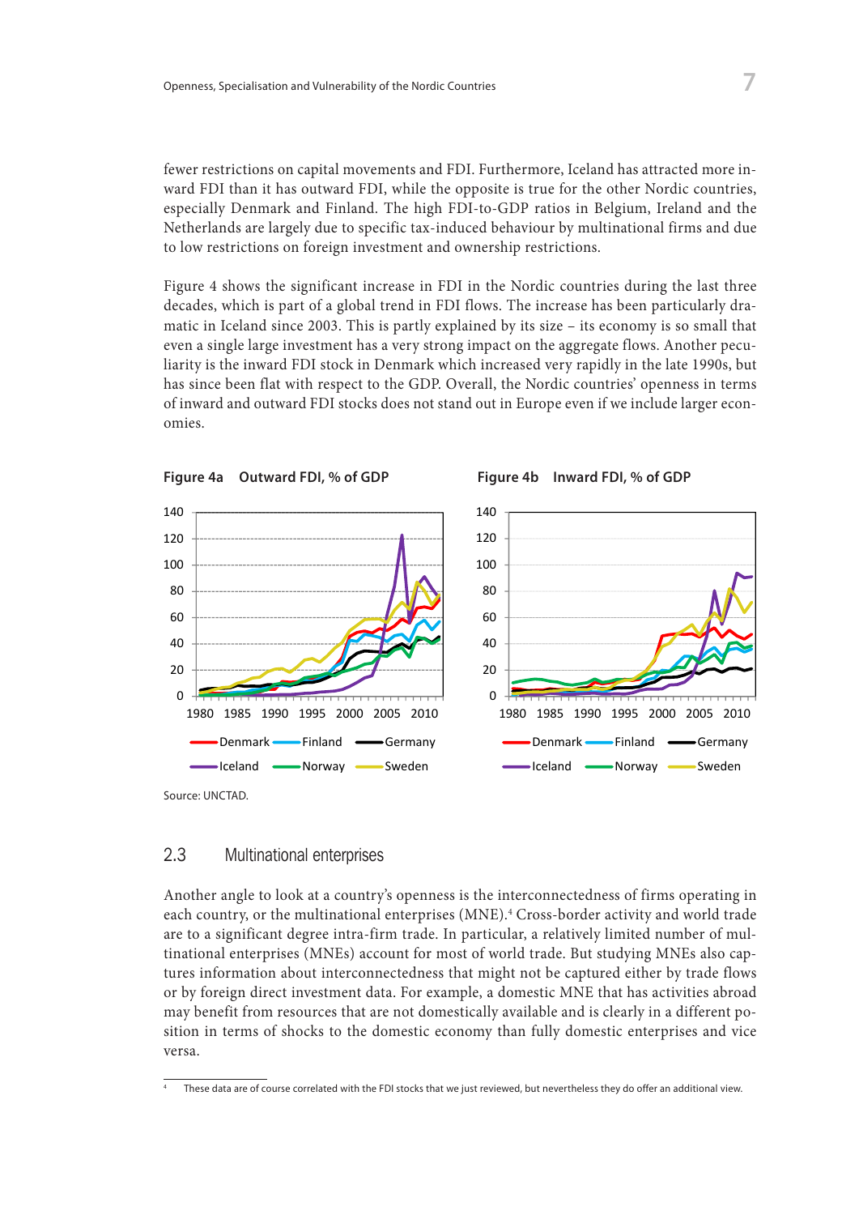fewer restrictions on capital movements and FDI. Furthermore, Iceland has attracted more inward FDI than it has outward FDI, while the opposite is true for the other Nordic countries, especially Denmark and Finland. The high FDI-to-GDP ratios in Belgium, Ireland and the Netherlands are largely due to specific tax-induced behaviour by multinational firms and due to low restrictions on foreign investment and ownership restrictions.

Figure 4 shows the significant increase in FDI in the Nordic countries during the last three decades, which is part of a global trend in FDI flows. The increase has been particularly dramatic in Iceland since 2003. This is partly explained by its size – its economy is so small that even a single large investment has a very strong impact on the aggregate flows. Another peculiarity is the inward FDI stock in Denmark which increased very rapidly in the late 1990s, but has since been flat with respect to the GDP. Overall, the Nordic countries' openness in terms of inward and outward FDI stocks does not stand out in Europe even if we include larger economies.

**Figure 4a Outward FDI, % of GDP**

**Figure 4b Inward FDI, % of GDP**

Source: UNCTAD.

## 2.3 Multinational enterprises

Another angle to look at a country's openness is the interconnectedness of firms operating in each country, or the multinational enterprises (MNE).[4] Cross-border activity and world trade are to a significant degree intra-firm trade. In particular, a relatively limited number of multinational enterprises (MNEs) account for most of world trade. But studying MNEs also captures information about interconnectedness that might not be captured either by trade flows or by foreign direct investment data. For example, a domestic MNE that has activities abroad may benefit from resources that are not domestically available and is clearly in a different position in terms of shocks to the domestic economy than fully domestic enterprises and vice versa.

[4] These data are of course correlated with the FDI stocks that we just reviewed, but nevertheless they do offer an additional view.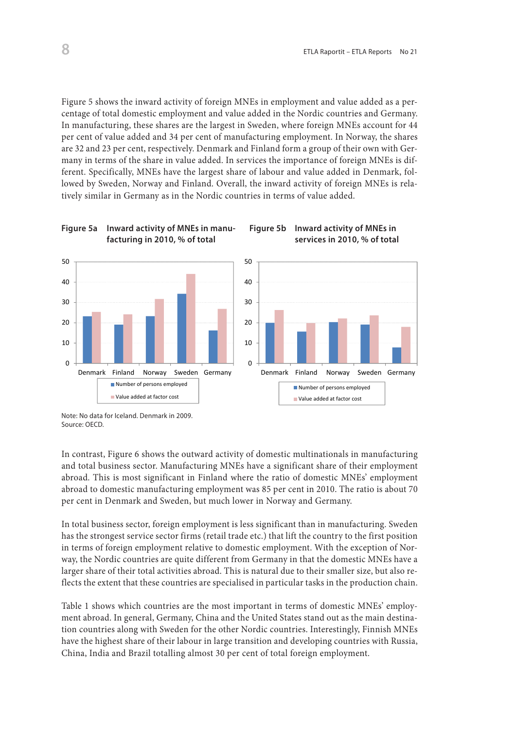Figure 5 shows the inward activity of foreign MNEs in employment and value added as a percentage of total domestic employment and value added in the Nordic countries and Germany. In manufacturing, these shares are the largest in Sweden, where foreign MNEs account for 44 per cent of value added and 34 per cent of manufacturing employment. In Norway, the shares are 32 and 23 per cent, respectively. Denmark and Finland form a group of their own with Germany in terms of the share in value added. In services the importance of foreign MNEs is different. Specifically, MNEs have the largest share of labour and value added in Denmark, followed by Sweden, Norway and Finland. Overall, the inward activity of foreign MNEs is relatively similar in Germany as in the Nordic countries in terms of value added.

**Figure 5a Inward activity of MNEs in manufacturing in 2010, % of total**

**Figure 5b Inward activity of MNEs in services in 2010, % of total**

Note: No data for Iceland. Denmark in 2009.
Source: OECD.

In contrast, Figure 6 shows the outward activity of domestic multinationals in manufacturing and total business sector. Manufacturing MNEs have a significant share of their employment abroad. This is most significant in Finland where the ratio of domestic MNEs' employment abroad to domestic manufacturing employment was 85 per cent in 2010. The ratio is about 70 per cent in Denmark and Sweden, but much lower in Norway and Germany.

In total business sector, foreign employment is less significant than in manufacturing. Sweden has the strongest service sector firms (retail trade etc.) that lift the country to the first position in terms of foreign employment relative to domestic employment. With the exception of Norway, the Nordic countries are quite different from Germany in that the domestic MNEs have a larger share of their total activities abroad. This is natural due to their smaller size, but also reflects the extent that these countries are specialised in particular tasks in the production chain.

Table 1 shows which countries are the most important in terms of domestic MNEs' employment abroad. In general, Germany, China and the United States stand out as the main destination countries along with Sweden for the other Nordic countries. Interestingly, Finnish MNEs have the highest share of their labour in large transition and developing countries with Russia, China, India and Brazil totalling almost 30 per cent of total foreign employment.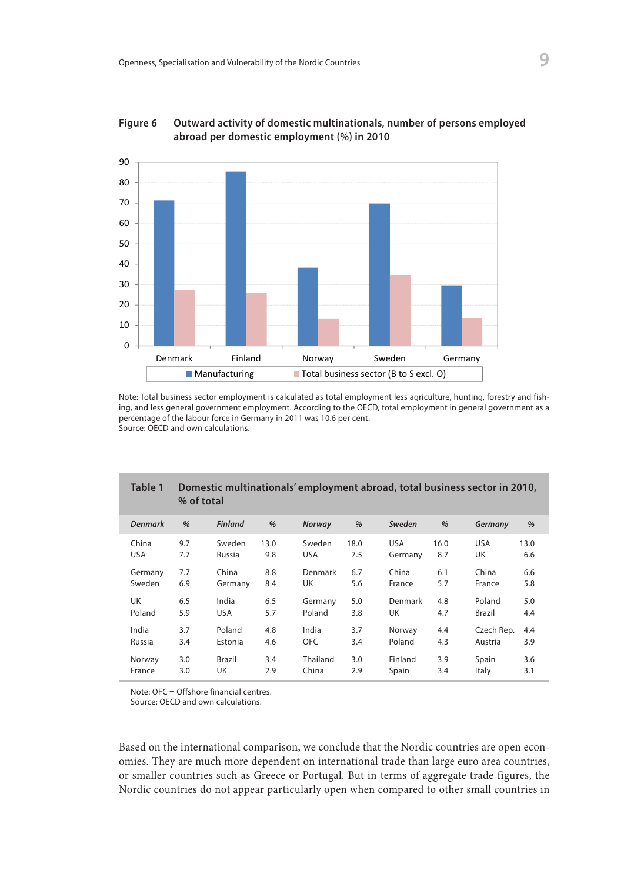**Figure 6 Outward activity of domestic multinationals, number of persons employed abroad per domestic employment (%) in 2010**

Note: Total business sector employment is calculated as total employment less agriculture, hunting, forestry and fishing, and less general government employment. According to the OECD, total employment in general government as a percentage of the labour force in Germany in 2011 was 10.6 per cent.
Source: OECD and own calculations.

**Table 1 Domestic multinationals' employment abroad, total business sector in 2010, % of total**

| *Denmark* | % | *Finland* | % | *Norway* | % | *Sweden* | % | *Germany* | % |
|---|---|---|---|---|---|---|---|---|---|
| China | 9.7 | Sweden | 13.0 | Sweden | 18.0 | USA | 16.0 | USA | 13.0 |
| USA | 7.7 | Russia | 9.8 | USA | 7.5 | Germany | 8.7 | UK | 6.6 |
| Germany | 7.7 | China | 8.8 | Denmark | 6.7 | China | 6.1 | China | 6.6 |
| Sweden | 6.9 | Germany | 8.4 | UK | 5.6 | France | 5.7 | France | 5.8 |
| UK | 6.5 | India | 6.5 | Germany | 5.0 | Denmark | 4.8 | Poland | 5.0 |
| Poland | 5.9 | USA | 5.7 | Poland | 3.8 | UK | 4.7 | Brazil | 4.4 |
| India | 3.7 | Poland | 4.8 | India | 3.7 | Norway | 4.4 | Czech Rep. | 4.4 |
| Russia | 3.4 | Estonia | 4.6 | OFC | 3.4 | Poland | 4.3 | Austria | 3.9 |
| Norway | 3.0 | Brazil | 3.4 | Thailand | 3.0 | Finland | 3.9 | Spain | 3.6 |
| France | 3.0 | UK | 2.9 | China | 2.9 | Spain | 3.4 | Italy | 3.1 |

Note: OFC = Offshore financial centres.
Source: OECD and own calculations.

Based on the international comparison, we conclude that the Nordic countries are open economies. They are much more dependent on international trade than large euro area countries, or smaller countries such as Greece or Portugal. But in terms of aggregate trade figures, the Nordic countries do not appear particularly open when compared to other small countries in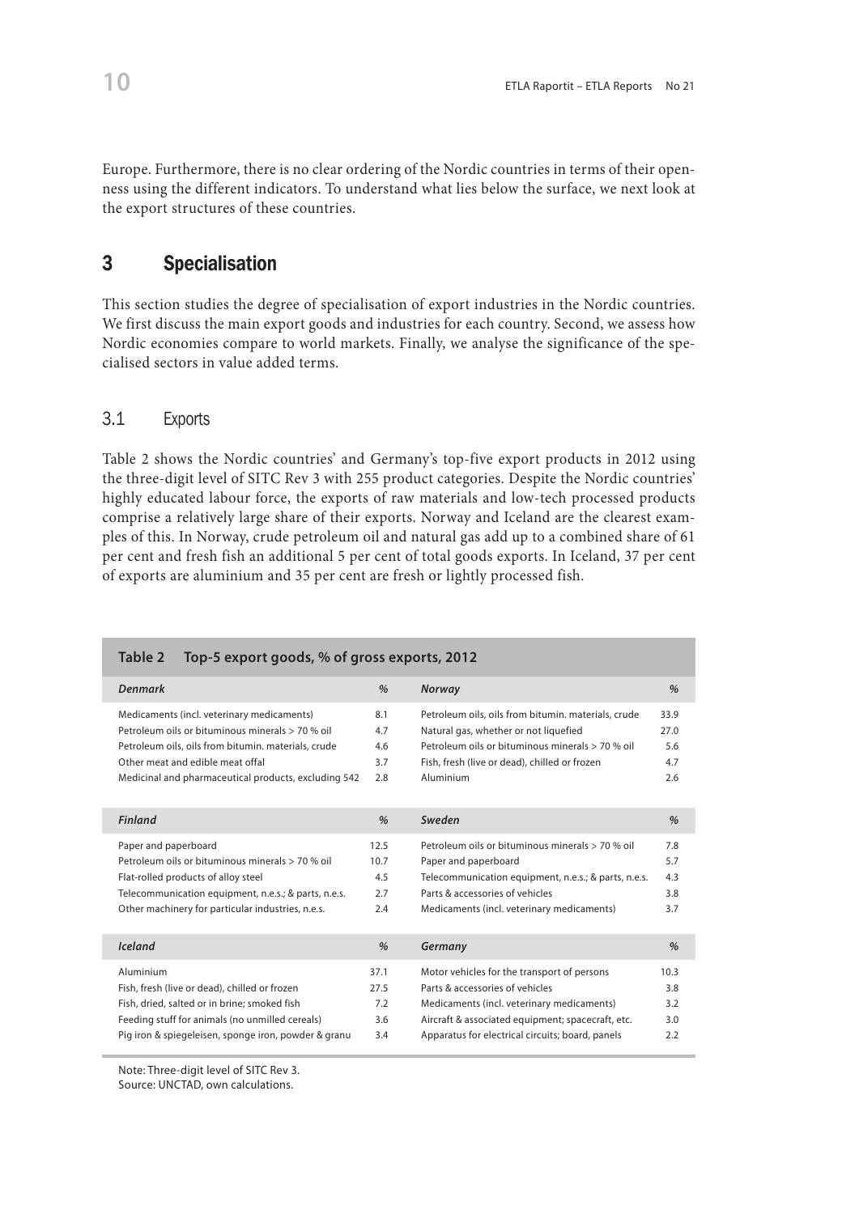Europe. Furthermore, there is no clear ordering of the Nordic countries in terms of their openness using the different indicators. To understand what lies below the surface, we next look at the export structures of these countries.

## 3 Specialisation

This section studies the degree of specialisation of export industries in the Nordic countries. We first discuss the main export goods and industries for each country. Second, we assess how Nordic economies compare to world markets. Finally, we analyse the significance of the specialised sectors in value added terms.

### 3.1 Exports

Table 2 shows the Nordic countries' and Germany's top-five export products in 2012 using the three-digit level of SITC Rev 3 with 255 product categories. Despite the Nordic countries' highly educated labour force, the exports of raw materials and low-tech processed products comprise a relatively large share of their exports. Norway and Iceland are the clearest examples of this. In Norway, crude petroleum oil and natural gas add up to a combined share of 61 per cent and fresh fish an additional 5 per cent of total goods exports. In Iceland, 37 per cent of exports are aluminium and 35 per cent are fresh or lightly processed fish.

**Table 2 Top-5 export goods, % of gross exports, 2012**

| *Denmark* | *%* | *Norway* | *%* |
|---|---|---|---|
| Medicaments (incl. veterinary medicaments) | 8.1 | Petroleum oils, oils from bitumin. materials, crude | 33.9 |
| Petroleum oils or bituminous minerals > 70 % oil | 4.7 | Natural gas, whether or not liquefied | 27.0 |
| Petroleum oils, oils from bitumin. materials, crude | 4.6 | Petroleum oils or bituminous minerals > 70 % oil | 5.6 |
| Other meat and edible meat offal | 3.7 | Fish, fresh (live or dead), chilled or frozen | 4.7 |
| Medicinal and pharmaceutical products, excluding 542 | 2.8 | Aluminium | 2.6 |
| ***Finland*** | ***%*** | ***Sweden*** | ***%*** |
| Paper and paperboard | 12.5 | Petroleum oils or bituminous minerals > 70 % oil | 7.8 |
| Petroleum oils or bituminous minerals > 70 % oil | 10.7 | Paper and paperboard | 5.7 |
| Flat-rolled products of alloy steel | 4.5 | Telecommunication equipment, n.e.s.; & parts, n.e.s. | 4.3 |
| Telecommunication equipment, n.e.s.; & parts, n.e.s. | 2.7 | Parts & accessories of vehicles | 3.8 |
| Other machinery for particular industries, n.e.s. | 2.4 | Medicaments (incl. veterinary medicaments) | 3.7 |
| ***Iceland*** | ***%*** | ***Germany*** | ***%*** |
| Aluminium | 37.1 | Motor vehicles for the transport of persons | 10.3 |
| Fish, fresh (live or dead), chilled or frozen | 27.5 | Parts & accessories of vehicles | 3.8 |
| Fish, dried, salted or in brine; smoked fish | 7.2 | Medicaments (incl. veterinary medicaments) | 3.2 |
| Feeding stuff for animals (no unmilled cereals) | 3.6 | Aircraft & associated equipment; spacecraft, etc. | 3.0 |
| Pig iron & spiegeleisen, sponge iron, powder & granu | 3.4 | Apparatus for electrical circuits; board, panels | 2.2 |

Note: Three-digit level of SITC Rev 3.
Source: UNCTAD, own calculations.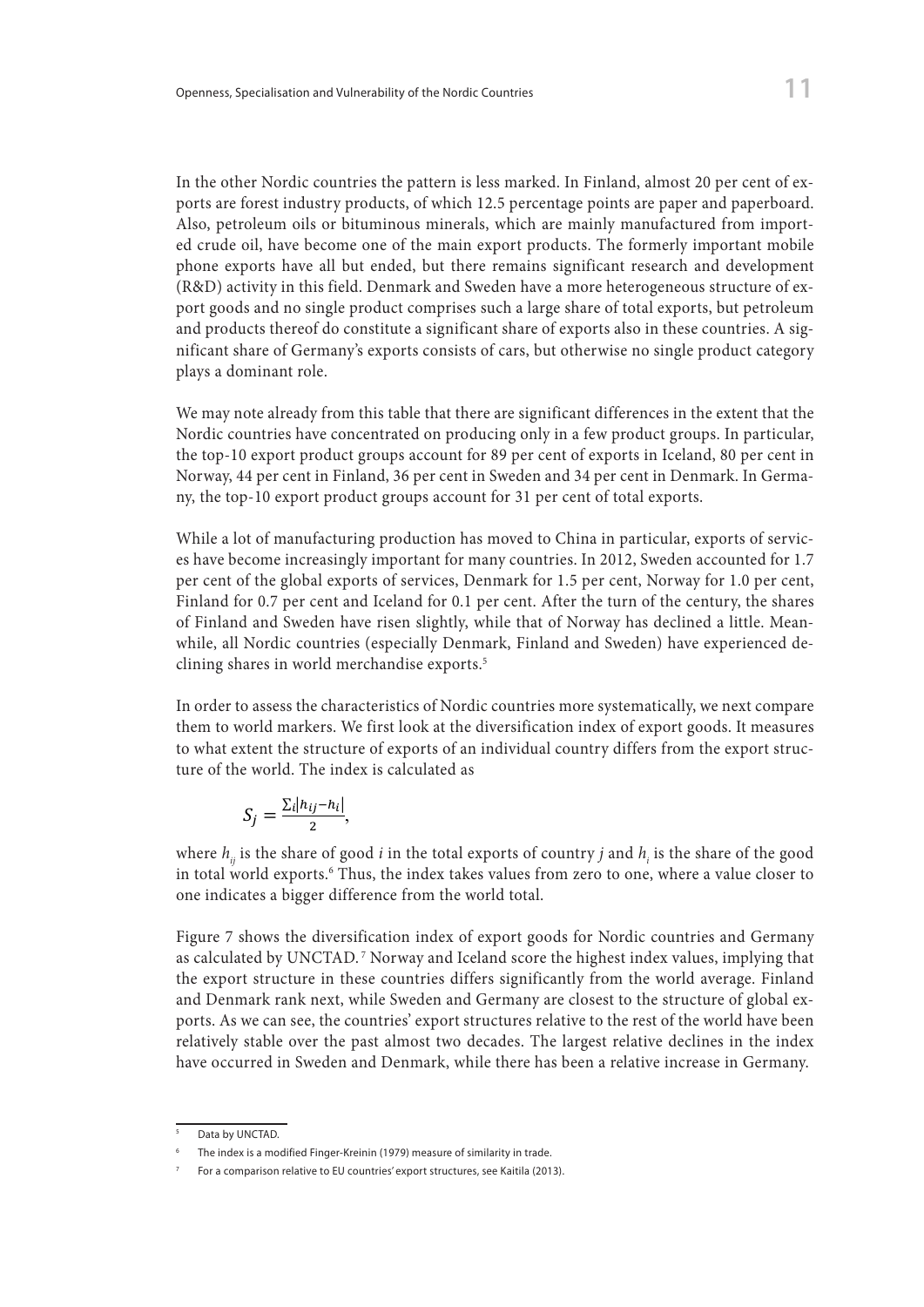In the other Nordic countries the pattern is less marked. In Finland, almost 20 per cent of exports are forest industry products, of which 12.5 percentage points are paper and paperboard. Also, petroleum oils or bituminous minerals, which are mainly manufactured from imported crude oil, have become one of the main export products. The formerly important mobile phone exports have all but ended, but there remains significant research and development (R&D) activity in this field. Denmark and Sweden have a more heterogeneous structure of export goods and no single product comprises such a large share of total exports, but petroleum and products thereof do constitute a significant share of exports also in these countries. A significant share of Germany's exports consists of cars, but otherwise no single product category plays a dominant role.

We may note already from this table that there are significant differences in the extent that the Nordic countries have concentrated on producing only in a few product groups. In particular, the top-10 export product groups account for 89 per cent of exports in Iceland, 80 per cent in Norway, 44 per cent in Finland, 36 per cent in Sweden and 34 per cent in Denmark. In Germany, the top-10 export product groups account for 31 per cent of total exports.

While a lot of manufacturing production has moved to China in particular, exports of services have become increasingly important for many countries. In 2012, Sweden accounted for 1.7 per cent of the global exports of services, Denmark for 1.5 per cent, Norway for 1.0 per cent, Finland for 0.7 per cent and Iceland for 0.1 per cent. After the turn of the century, the shares of Finland and Sweden have risen slightly, while that of Norway has declined a little. Meanwhile, all Nordic countries (especially Denmark, Finland and Sweden) have experienced declining shares in world merchandise exports.[5]

In order to assess the characteristics of Nordic countries more systematically, we next compare them to world markers. We first look at the diversification index of export goods. It measures to what extent the structure of exports of an individual country differs from the export structure of the world. The index is calculated as

$$S_j = \frac{\sum_i |h_{ij} - h_i|}{2},$$

where $h_{ij}$ is the share of good $i$ in the total exports of country $j$ and $h_i$ is the share of the good in total world exports.[6] Thus, the index takes values from zero to one, where a value closer to one indicates a bigger difference from the world total.

Figure 7 shows the diversification index of export goods for Nordic countries and Germany as calculated by UNCTAD.[7] Norway and Iceland score the highest index values, implying that the export structure in these countries differs significantly from the world average. Finland and Denmark rank next, while Sweden and Germany are closest to the structure of global exports. As we can see, the countries' export structures relative to the rest of the world have been relatively stable over the past almost two decades. The largest relative declines in the index have occurred in Sweden and Denmark, while there has been a relative increase in Germany.

---

[5] Data by UNCTAD.

[6] The index is a modified Finger-Kreinin (1979) measure of similarity in trade.

[7] For a comparison relative to EU countries' export structures, see Kaitila (2013).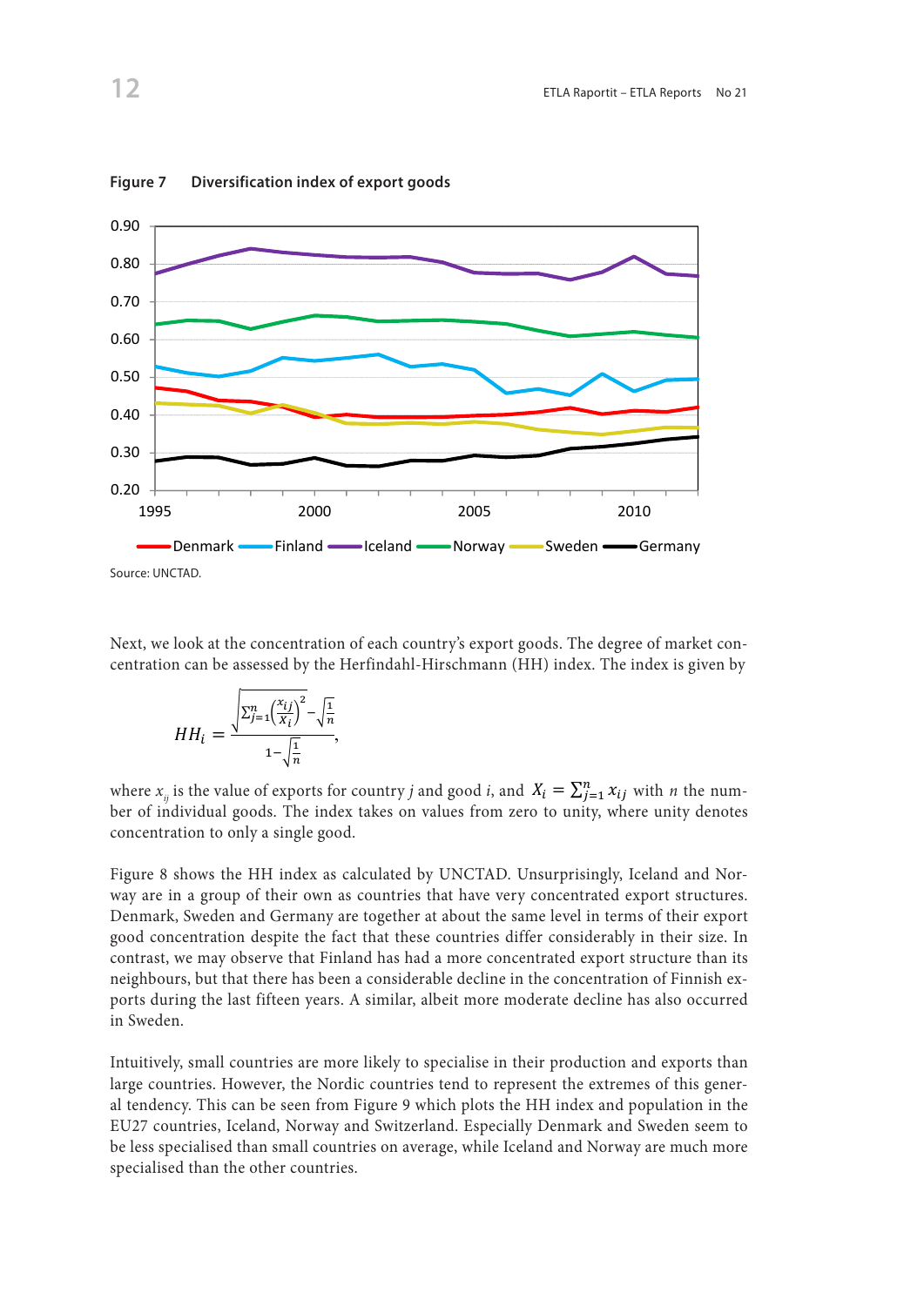**Figure 7 Diversification index of export goods**

Source: UNCTAD.

Next, we look at the concentration of each country's export goods. The degree of market concentration can be assessed by the Herfindahl-Hirschmann (HH) index. The index is given by

$$HH_i = \frac{\sqrt{\sum_{j=1}^{n}\left(\frac{x_{ij}}{X_i}\right)^2} - \sqrt{\frac{1}{n}}}{1 - \sqrt{\frac{1}{n}}},$$

where $x_{ij}$ is the value of exports for country $j$ and good $i$, and $X_i = \sum_{j=1}^{n} x_{ij}$ with $n$ the number of individual goods. The index takes on values from zero to unity, where unity denotes concentration to only a single good.

Figure 8 shows the HH index as calculated by UNCTAD. Unsurprisingly, Iceland and Norway are in a group of their own as countries that have very concentrated export structures. Denmark, Sweden and Germany are together at about the same level in terms of their export good concentration despite the fact that these countries differ considerably in their size. In contrast, we may observe that Finland has had a more concentrated export structure than its neighbours, but that there has been a considerable decline in the concentration of Finnish exports during the last fifteen years. A similar, albeit more moderate decline has also occurred in Sweden.

Intuitively, small countries are more likely to specialise in their production and exports than large countries. However, the Nordic countries tend to represent the extremes of this general tendency. This can be seen from Figure 9 which plots the HH index and population in the EU27 countries, Iceland, Norway and Switzerland. Especially Denmark and Sweden seem to be less specialised than small countries on average, while Iceland and Norway are much more specialised than the other countries.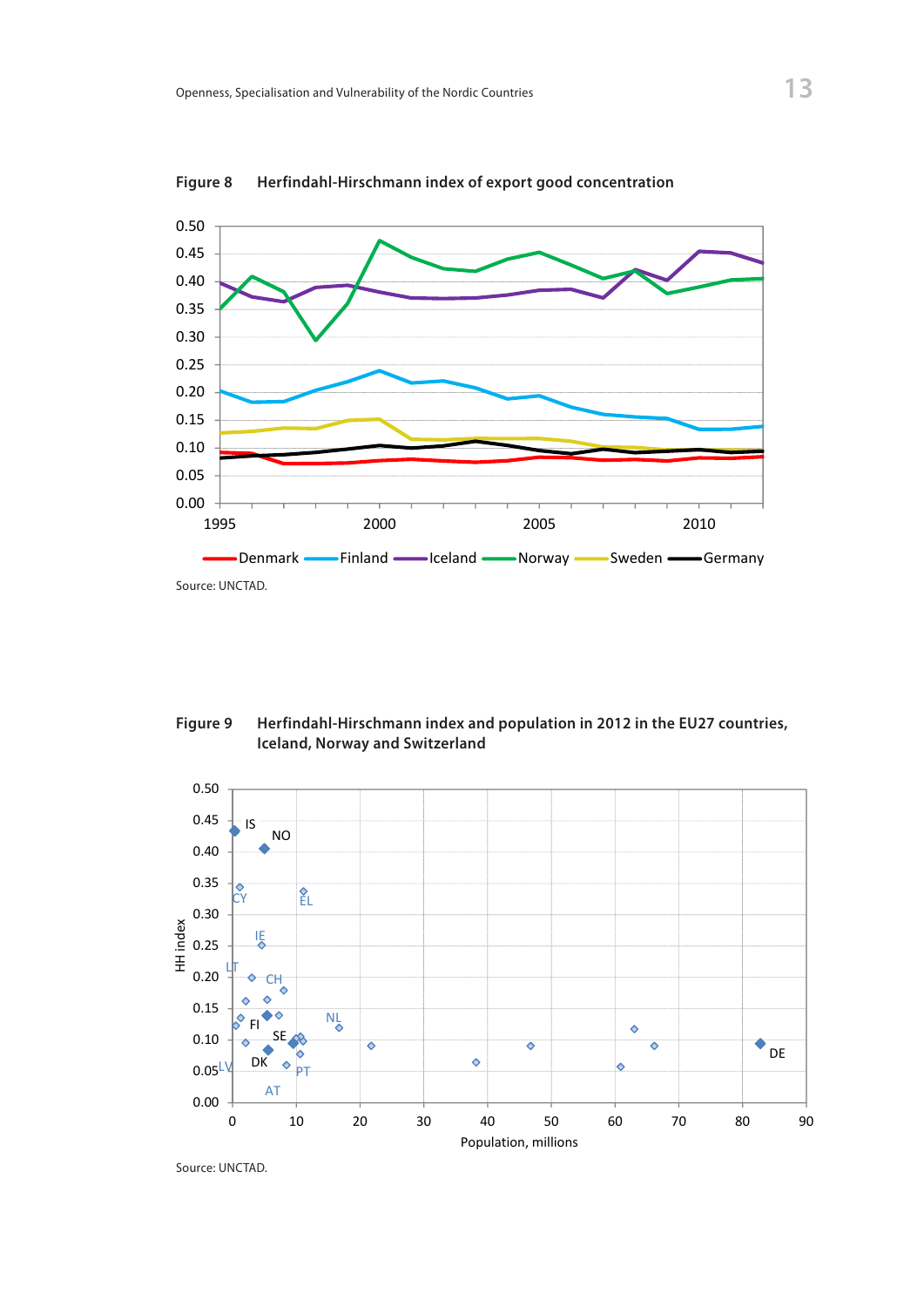**Figure 8** Herfindahl-Hirschmann index of export good concentration

Source: UNCTAD.

**Figure 9** Herfindahl-Hirschmann index and population in 2012 in the EU27 countries, Iceland, Norway and Switzerland

Source: UNCTAD.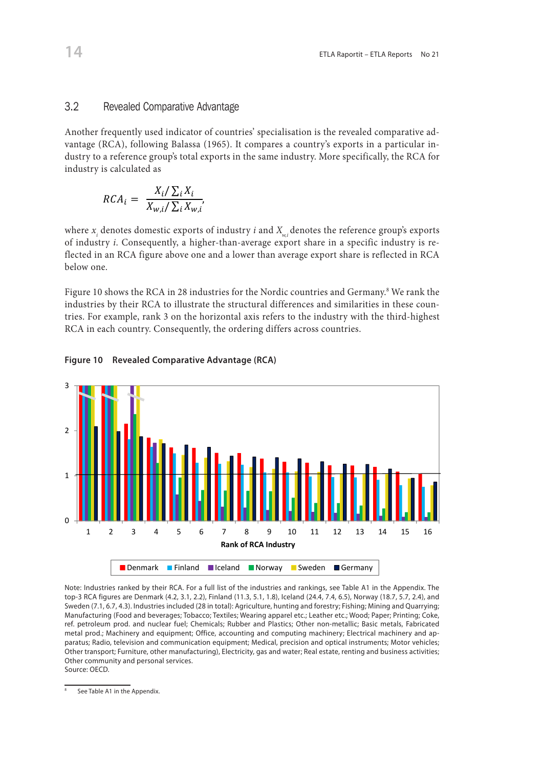## 3.2 Revealed Comparative Advantage

Another frequently used indicator of countries' specialisation is the revealed comparative advantage (RCA), following Balassa (1965). It compares a country's exports in a particular industry to a reference group's total exports in the same industry. More specifically, the RCA for industry is calculated as

$$RCA_i = \frac{X_i / \sum_i X_i}{X_{w,i} / \sum_i X_{w,i}},$$

where $x_i$ denotes domestic exports of industry $i$ and $X_{w,i}$ denotes the reference group's exports of industry $i$. Consequently, a higher-than-average export share in a specific industry is reflected in an RCA figure above one and a lower than average export share is reflected in RCA below one.

Figure 10 shows the RCA in 28 industries for the Nordic countries and Germany.[8] We rank the industries by their RCA to illustrate the structural differences and similarities in these countries. For example, rank 3 on the horizontal axis refers to the industry with the third-highest RCA in each country. Consequently, the ordering differs across countries.

**Figure 10 Revealed Comparative Advantage (RCA)**

Note: Industries ranked by their RCA. For a full list of the industries and rankings, see Table A1 in the Appendix. The top-3 RCA figures are Denmark (4.2, 3.1, 2.2), Finland (11.3, 5.1, 1.8), Iceland (24.4, 7.4, 6.5), Norway (18.7, 5.7, 2.4), and Sweden (7.1, 6.7, 4.3). Industries included (28 in total): Agriculture, hunting and forestry; Fishing; Mining and Quarrying; Manufacturing (Food and beverages; Tobacco; Textiles; Wearing apparel etc.; Leather etc.; Wood; Paper; Printing; Coke, ref. petroleum prod. and nuclear fuel; Chemicals; Rubber and Plastics; Other non-metallic; Basic metals, Fabricated metal prod.; Machinery and equipment; Office, accounting and computing machinery; Electrical machinery and apparatus; Radio, television and communication equipment; Medical, precision and optical instruments; Motor vehicles; Other transport; Furniture, other manufacturing), Electricity, gas and water; Real estate, renting and business activities; Other community and personal services.
Source: OECD.

[8] See Table A1 in the Appendix.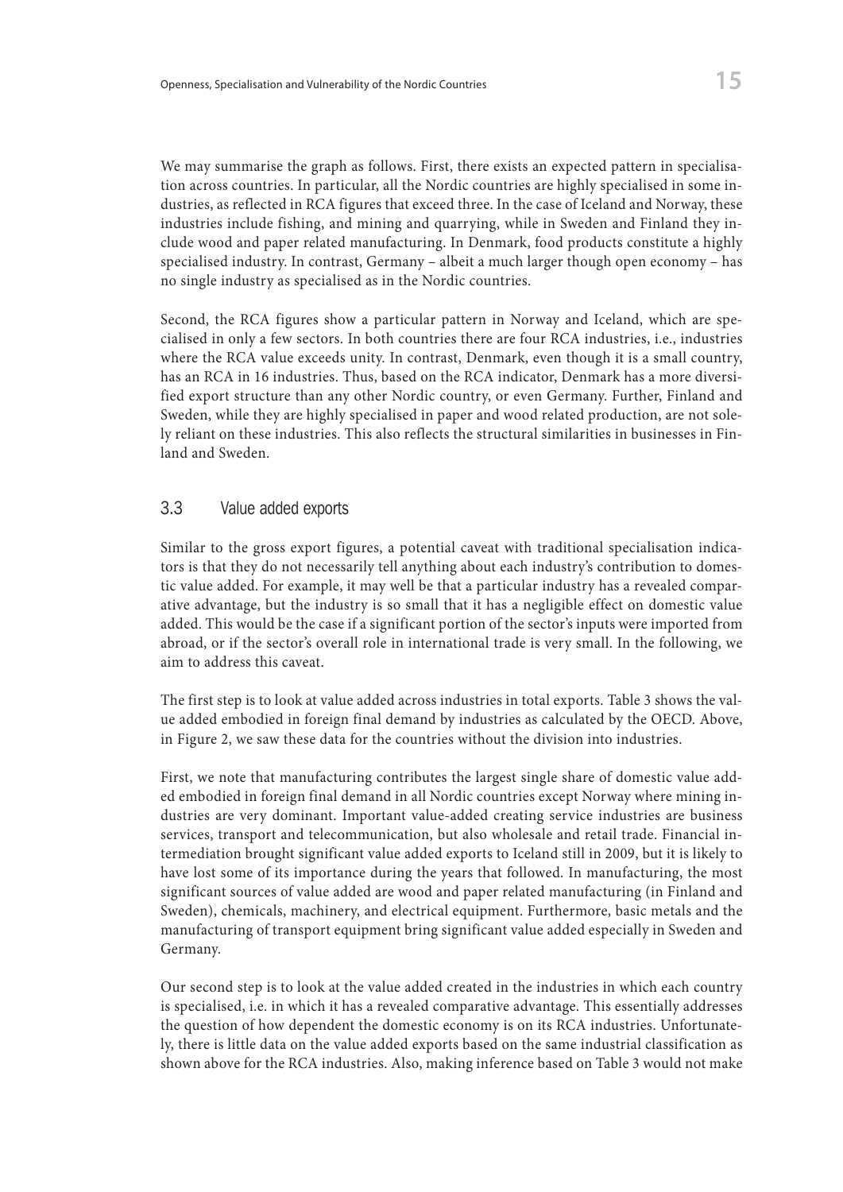We may summarise the graph as follows. First, there exists an expected pattern in specialisation across countries. In particular, all the Nordic countries are highly specialised in some industries, as reflected in RCA figures that exceed three. In the case of Iceland and Norway, these industries include fishing, and mining and quarrying, while in Sweden and Finland they include wood and paper related manufacturing. In Denmark, food products constitute a highly specialised industry. In contrast, Germany – albeit a much larger though open economy – has no single industry as specialised as in the Nordic countries.

Second, the RCA figures show a particular pattern in Norway and Iceland, which are specialised in only a few sectors. In both countries there are four RCA industries, i.e., industries where the RCA value exceeds unity. In contrast, Denmark, even though it is a small country, has an RCA in 16 industries. Thus, based on the RCA indicator, Denmark has a more diversified export structure than any other Nordic country, or even Germany. Further, Finland and Sweden, while they are highly specialised in paper and wood related production, are not solely reliant on these industries. This also reflects the structural similarities in businesses in Finland and Sweden.

## 3.3 Value added exports

Similar to the gross export figures, a potential caveat with traditional specialisation indicators is that they do not necessarily tell anything about each industry's contribution to domestic value added. For example, it may well be that a particular industry has a revealed comparative advantage, but the industry is so small that it has a negligible effect on domestic value added. This would be the case if a significant portion of the sector's inputs were imported from abroad, or if the sector's overall role in international trade is very small. In the following, we aim to address this caveat.

The first step is to look at value added across industries in total exports. Table 3 shows the value added embodied in foreign final demand by industries as calculated by the OECD. Above, in Figure 2, we saw these data for the countries without the division into industries.

First, we note that manufacturing contributes the largest single share of domestic value added embodied in foreign final demand in all Nordic countries except Norway where mining industries are very dominant. Important value-added creating service industries are business services, transport and telecommunication, but also wholesale and retail trade. Financial intermediation brought significant value added exports to Iceland still in 2009, but it is likely to have lost some of its importance during the years that followed. In manufacturing, the most significant sources of value added are wood and paper related manufacturing (in Finland and Sweden), chemicals, machinery, and electrical equipment. Furthermore, basic metals and the manufacturing of transport equipment bring significant value added especially in Sweden and Germany.

Our second step is to look at the value added created in the industries in which each country is specialised, i.e. in which it has a revealed comparative advantage. This essentially addresses the question of how dependent the domestic economy is on its RCA industries. Unfortunately, there is little data on the value added exports based on the same industrial classification as shown above for the RCA industries. Also, making inference based on Table 3 would not make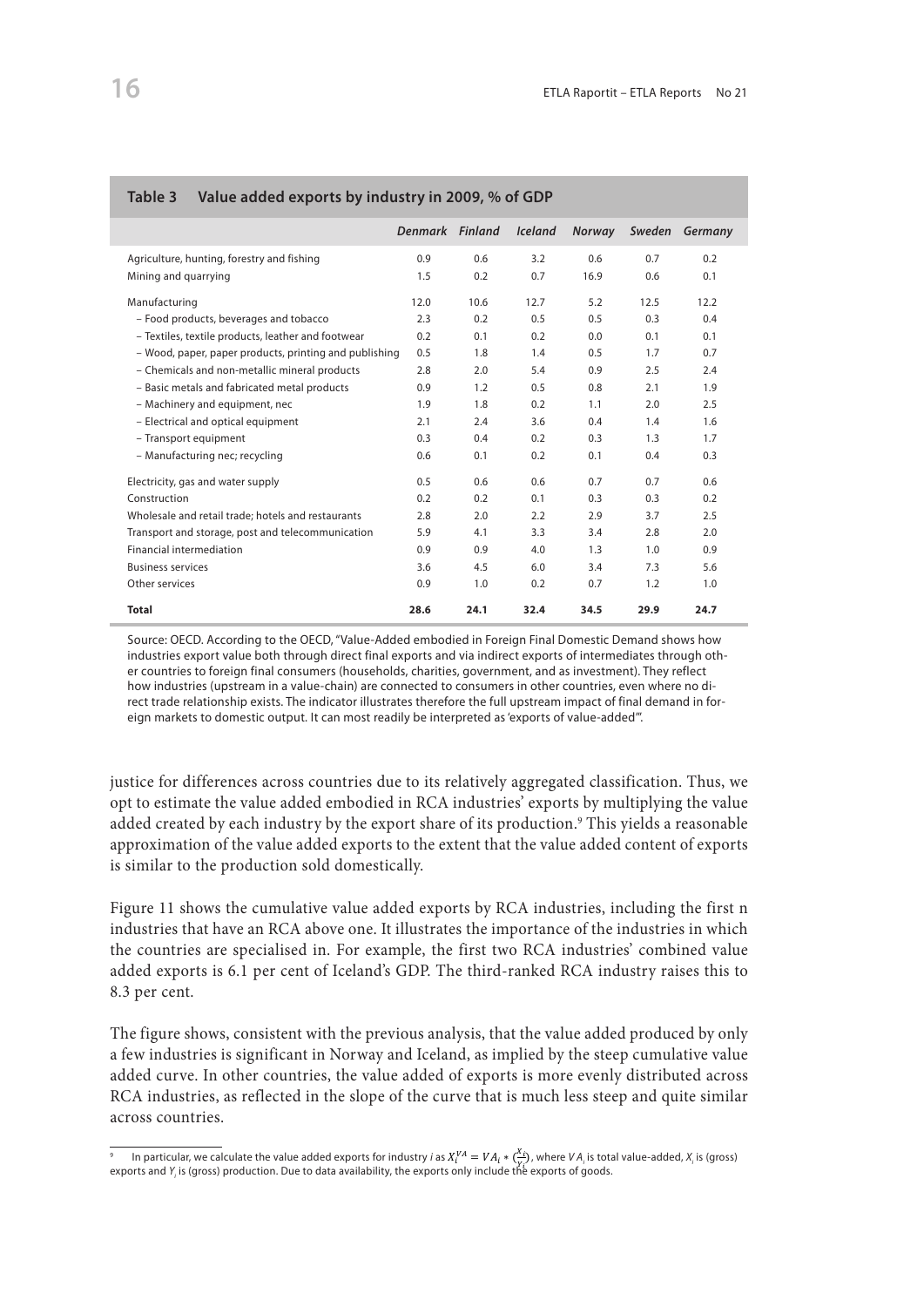**Table 3 Value added exports by industry in 2009, % of GDP**

| | *Denmark* | *Finland* | *Iceland* | *Norway* | *Sweden* | *Germany* |
|---|---|---|---|---|---|---|
| Agriculture, hunting, forestry and fishing | 0.9 | 0.6 | 3.2 | 0.6 | 0.7 | 0.2 |
| Mining and quarrying | 1.5 | 0.2 | 0.7 | 16.9 | 0.6 | 0.1 |
| Manufacturing | 12.0 | 10.6 | 12.7 | 5.2 | 12.5 | 12.2 |
| – Food products, beverages and tobacco | 2.3 | 0.2 | 0.5 | 0.5 | 0.3 | 0.4 |
| – Textiles, textile products, leather and footwear | 0.2 | 0.1 | 0.2 | 0.0 | 0.1 | 0.1 |
| – Wood, paper, paper products, printing and publishing | 0.5 | 1.8 | 1.4 | 0.5 | 1.7 | 0.7 |
| – Chemicals and non-metallic mineral products | 2.8 | 2.0 | 5.4 | 0.9 | 2.5 | 2.4 |
| – Basic metals and fabricated metal products | 0.9 | 1.2 | 0.5 | 0.8 | 2.1 | 1.9 |
| – Machinery and equipment, nec | 1.9 | 1.8 | 0.2 | 1.1 | 2.0 | 2.5 |
| – Electrical and optical equipment | 2.1 | 2.4 | 3.6 | 0.4 | 1.4 | 1.6 |
| – Transport equipment | 0.3 | 0.4 | 0.2 | 0.3 | 1.3 | 1.7 |
| – Manufacturing nec; recycling | 0.6 | 0.1 | 0.2 | 0.1 | 0.4 | 0.3 |
| Electricity, gas and water supply | 0.5 | 0.6 | 0.6 | 0.7 | 0.7 | 0.6 |
| Construction | 0.2 | 0.2 | 0.1 | 0.3 | 0.3 | 0.2 |
| Wholesale and retail trade; hotels and restaurants | 2.8 | 2.0 | 2.2 | 2.9 | 3.7 | 2.5 |
| Transport and storage, post and telecommunication | 5.9 | 4.1 | 3.3 | 3.4 | 2.8 | 2.0 |
| Financial intermediation | 0.9 | 0.9 | 4.0 | 1.3 | 1.0 | 0.9 |
| Business services | 3.6 | 4.5 | 6.0 | 3.4 | 7.3 | 5.6 |
| Other services | 0.9 | 1.0 | 0.2 | 0.7 | 1.2 | 1.0 |
| **Total** | **28.6** | **24.1** | **32.4** | **34.5** | **29.9** | **24.7** |

Source: OECD. According to the OECD, "Value-Added embodied in Foreign Final Domestic Demand shows how industries export value both through direct final exports and via indirect exports of intermediates through other countries to foreign final consumers (households, charities, government, and as investment). They reflect how industries (upstream in a value-chain) are connected to consumers in other countries, even where no direct trade relationship exists. The indicator illustrates therefore the full upstream impact of final demand in foreign markets to domestic output. It can most readily be interpreted as 'exports of value-added'".

justice for differences across countries due to its relatively aggregated classification. Thus, we opt to estimate the value added embodied in RCA industries' exports by multiplying the value added created by each industry by the export share of its production.[9] This yields a reasonable approximation of the value added exports to the extent that the value added content of exports is similar to the production sold domestically.

Figure 11 shows the cumulative value added exports by RCA industries, including the first n industries that have an RCA above one. It illustrates the importance of the industries in which the countries are specialised in. For example, the first two RCA industries' combined value added exports is 6.1 per cent of Iceland's GDP. The third-ranked RCA industry raises this to 8.3 per cent.

The figure shows, consistent with the previous analysis, that the value added produced by only a few industries is significant in Norway and Iceland, as implied by the steep cumulative value added curve. In other countries, the value added of exports is more evenly distributed across RCA industries, as reflected in the slope of the curve that is much less steep and quite similar across countries.

[9] In particular, we calculate the value added exports for industry $i$ as $X_i^{VA} = VA_i * (\frac{X_i}{Y_i})$, where $VA_i$ is total value-added, $X_i$ is (gross) exports and $Y_i$ is (gross) production. Due to data availability, the exports only include the exports of goods.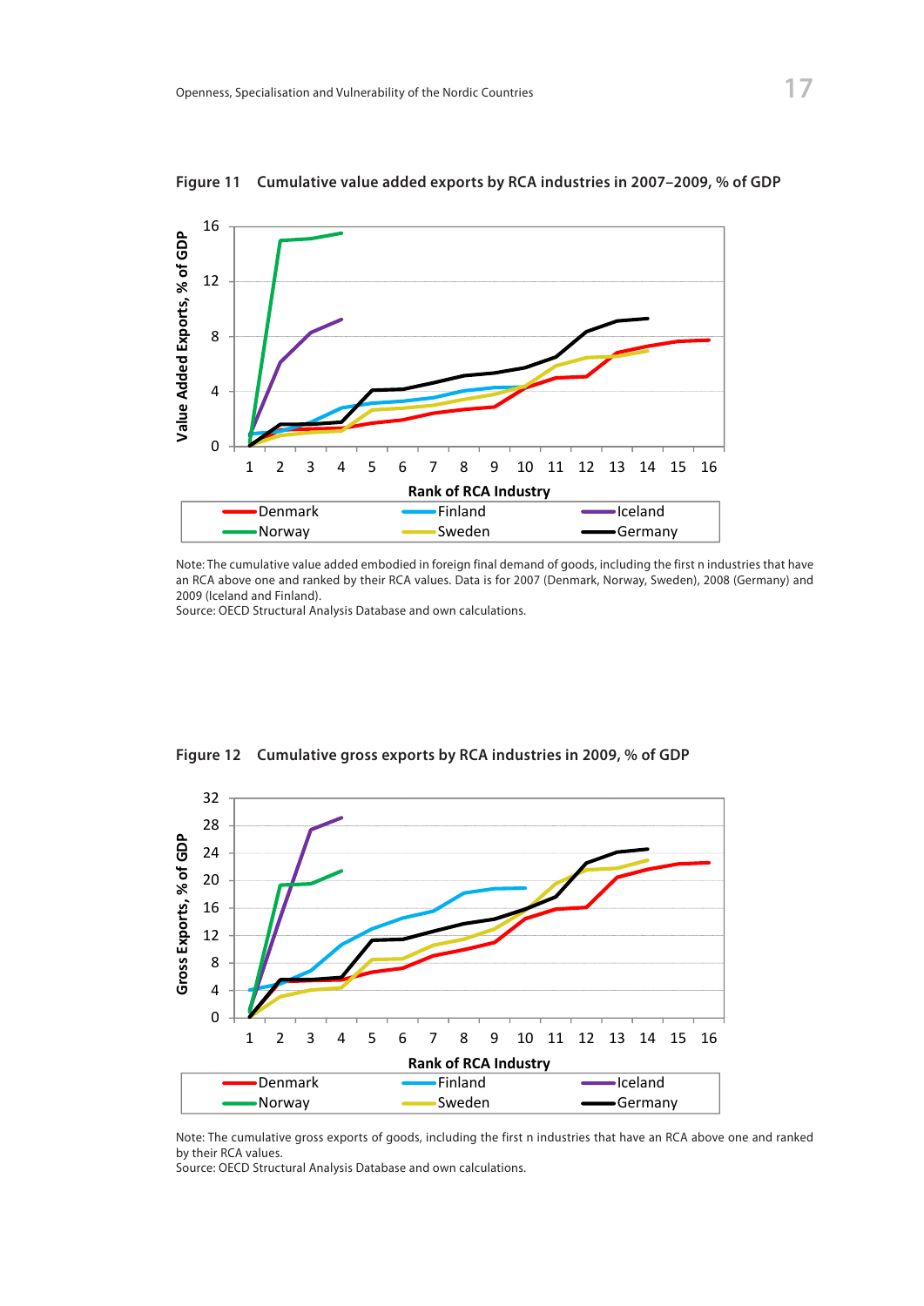**Figure 11 Cumulative value added exports by RCA industries in 2007–2009, % of GDP**

Note: The cumulative value added embodied in foreign final demand of goods, including the first n industries that have an RCA above one and ranked by their RCA values. Data is for 2007 (Denmark, Norway, Sweden), 2008 (Germany) and 2009 (Iceland and Finland).
Source: OECD Structural Analysis Database and own calculations.

**Figure 12 Cumulative gross exports by RCA industries in 2009, % of GDP**

Note: The cumulative gross exports of goods, including the first n industries that have an RCA above one and ranked by their RCA values.
Source: OECD Structural Analysis Database and own calculations.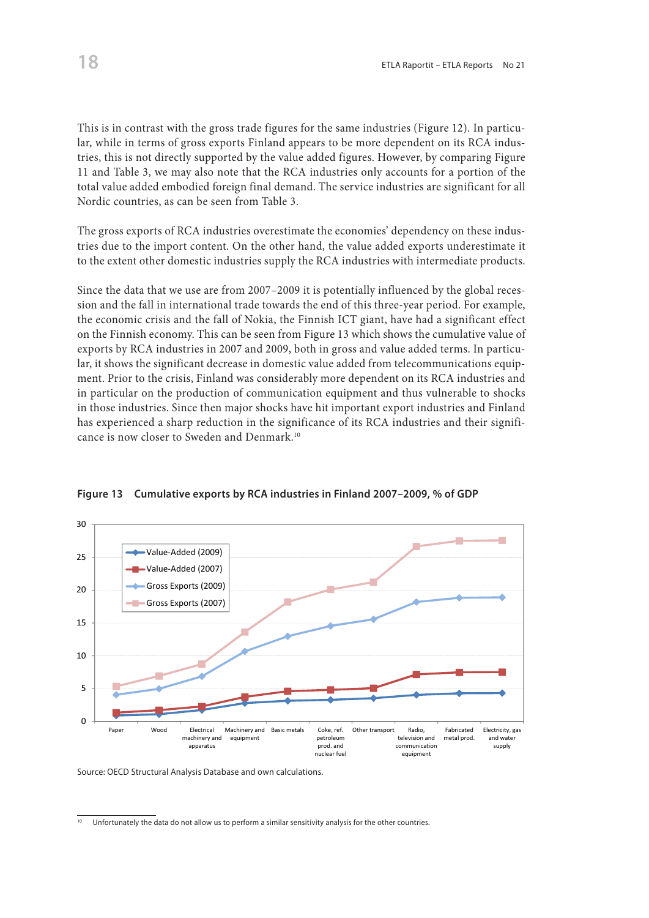This is in contrast with the gross trade figures for the same industries (Figure 12). In particular, while in terms of gross exports Finland appears to be more dependent on its RCA industries, this is not directly supported by the value added figures. However, by comparing Figure 11 and Table 3, we may also note that the RCA industries only accounts for a portion of the total value added embodied foreign final demand. The service industries are significant for all Nordic countries, as can be seen from Table 3.

The gross exports of RCA industries overestimate the economies' dependency on these industries due to the import content. On the other hand, the value added exports underestimate it to the extent other domestic industries supply the RCA industries with intermediate products.

Since the data that we use are from 2007–2009 it is potentially influenced by the global recession and the fall in international trade towards the end of this three-year period. For example, the economic crisis and the fall of Nokia, the Finnish ICT giant, have had a significant effect on the Finnish economy. This can be seen from Figure 13 which shows the cumulative value of exports by RCA industries in 2007 and 2009, both in gross and value added terms. In particular, it shows the significant decrease in domestic value added from telecommunications equipment. Prior to the crisis, Finland was considerably more dependent on its RCA industries and in particular on the production of communication equipment and thus vulnerable to shocks in those industries. Since then major shocks have hit important export industries and Finland has experienced a sharp reduction in the significance of its RCA industries and their significance is now closer to Sweden and Denmark.[10]

**Figure 13 Cumulative exports by RCA industries in Finland 2007–2009, % of GDP**

Source: OECD Structural Analysis Database and own calculations.

[10] Unfortunately the data do not allow us to perform a similar sensitivity analysis for the other countries.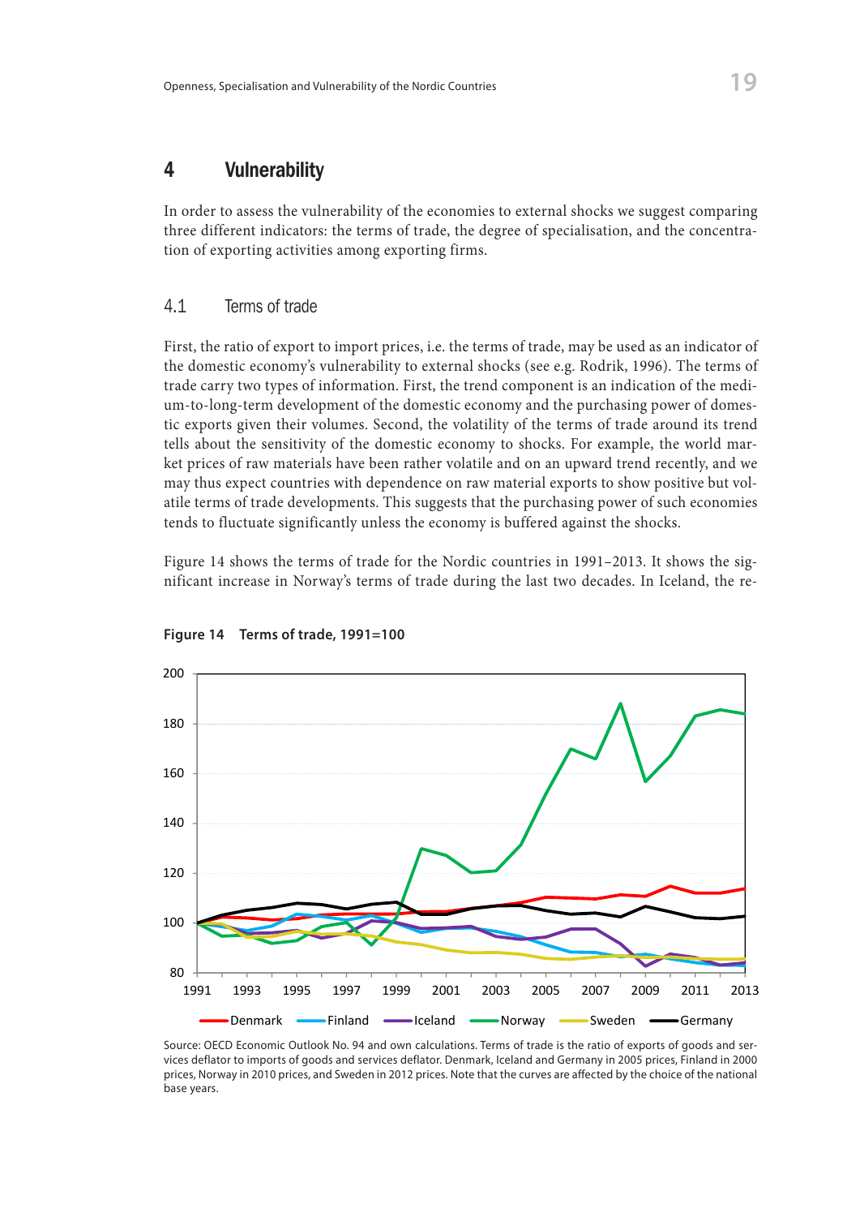## 4 Vulnerability

In order to assess the vulnerability of the economies to external shocks we suggest comparing three different indicators: the terms of trade, the degree of specialisation, and the concentration of exporting activities among exporting firms.

### 4.1 Terms of trade

First, the ratio of export to import prices, i.e. the terms of trade, may be used as an indicator of the domestic economy's vulnerability to external shocks (see e.g. Rodrik, 1996). The terms of trade carry two types of information. First, the trend component is an indication of the medium-to-long-term development of the domestic economy and the purchasing power of domestic exports given their volumes. Second, the volatility of the terms of trade around its trend tells about the sensitivity of the domestic economy to shocks. For example, the world market prices of raw materials have been rather volatile and on an upward trend recently, and we may thus expect countries with dependence on raw material exports to show positive but volatile terms of trade developments. This suggests that the purchasing power of such economies tends to fluctuate significantly unless the economy is buffered against the shocks.

Figure 14 shows the terms of trade for the Nordic countries in 1991–2013. It shows the significant increase in Norway's terms of trade during the last two decades. In Iceland, the re-

**Figure 14 Terms of trade, 1991=100**

Source: OECD Economic Outlook No. 94 and own calculations. Terms of trade is the ratio of exports of goods and services deflator to imports of goods and services deflator. Denmark, Iceland and Germany in 2005 prices, Finland in 2000 prices, Norway in 2010 prices, and Sweden in 2012 prices. Note that the curves are affected by the choice of the national base years.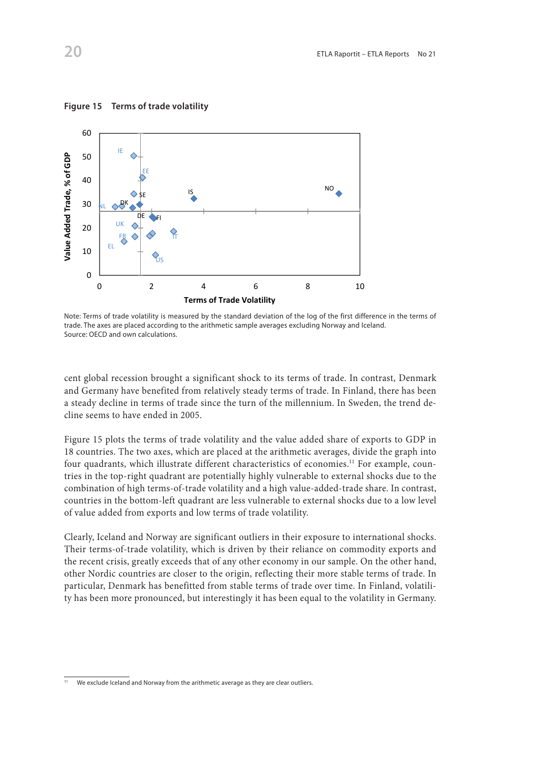**Figure 15 Terms of trade volatility**

Note: Terms of trade volatility is measured by the standard deviation of the log of the first difference in the terms of trade. The axes are placed according to the arithmetic sample averages excluding Norway and Iceland.
Source: OECD and own calculations.

cent global recession brought a significant shock to its terms of trade. In contrast, Denmark and Germany have benefited from relatively steady terms of trade. In Finland, there has been a steady decline in terms of trade since the turn of the millennium. In Sweden, the trend decline seems to have ended in 2005.

Figure 15 plots the terms of trade volatility and the value added share of exports to GDP in 18 countries. The two axes, which are placed at the arithmetic averages, divide the graph into four quadrants, which illustrate different characteristics of economies.[11] For example, countries in the top-right quadrant are potentially highly vulnerable to external shocks due to the combination of high terms-of-trade volatility and a high value-added-trade share. In contrast, countries in the bottom-left quadrant are less vulnerable to external shocks due to a low level of value added from exports and low terms of trade volatility.

Clearly, Iceland and Norway are significant outliers in their exposure to international shocks. Their terms-of-trade volatility, which is driven by their reliance on commodity exports and the recent crisis, greatly exceeds that of any other economy in our sample. On the other hand, other Nordic countries are closer to the origin, reflecting their more stable terms of trade. In particular, Denmark has benefitted from stable terms of trade over time. In Finland, volatility has been more pronounced, but interestingly it has been equal to the volatility in Germany.

[11] We exclude Iceland and Norway from the arithmetic average as they are clear outliers.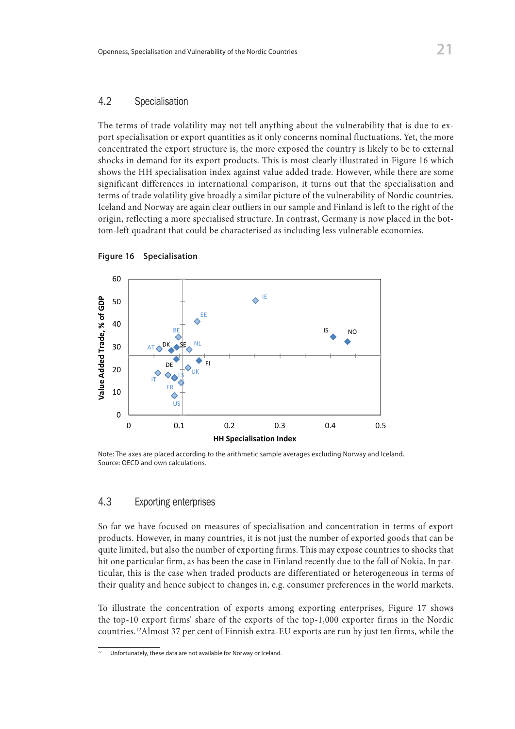## 4.2 Specialisation

The terms of trade volatility may not tell anything about the vulnerability that is due to export specialisation or export quantities as it only concerns nominal fluctuations. Yet, the more concentrated the export structure is, the more exposed the country is likely to be to external shocks in demand for its export products. This is most clearly illustrated in Figure 16 which shows the HH specialisation index against value added trade. However, while there are some significant differences in international comparison, it turns out that the specialisation and terms of trade volatility give broadly a similar picture of the vulnerability of Nordic countries. Iceland and Norway are again clear outliers in our sample and Finland is left to the right of the origin, reflecting a more specialised structure. In contrast, Germany is now placed in the bottom-left quadrant that could be characterised as including less vulnerable economies.

**Figure 16 Specialisation**

Note: The axes are placed according to the arithmetic sample averages excluding Norway and Iceland.
Source: OECD and own calculations.

## 4.3 Exporting enterprises

So far we have focused on measures of specialisation and concentration in terms of export products. However, in many countries, it is not just the number of exported goods that can be quite limited, but also the number of exporting firms. This may expose countries to shocks that hit one particular firm, as has been the case in Finland recently due to the fall of Nokia. In particular, this is the case when traded products are differentiated or heterogeneous in terms of their quality and hence subject to changes in, e.g. consumer preferences in the world markets.

To illustrate the concentration of exports among exporting enterprises, Figure 17 shows the top-10 export firms' share of the exports of the top-1,000 exporter firms in the Nordic countries.[12] Almost 37 per cent of Finnish extra-EU exports are run by just ten firms, while the

[12] Unfortunately, these data are not available for Norway or Iceland.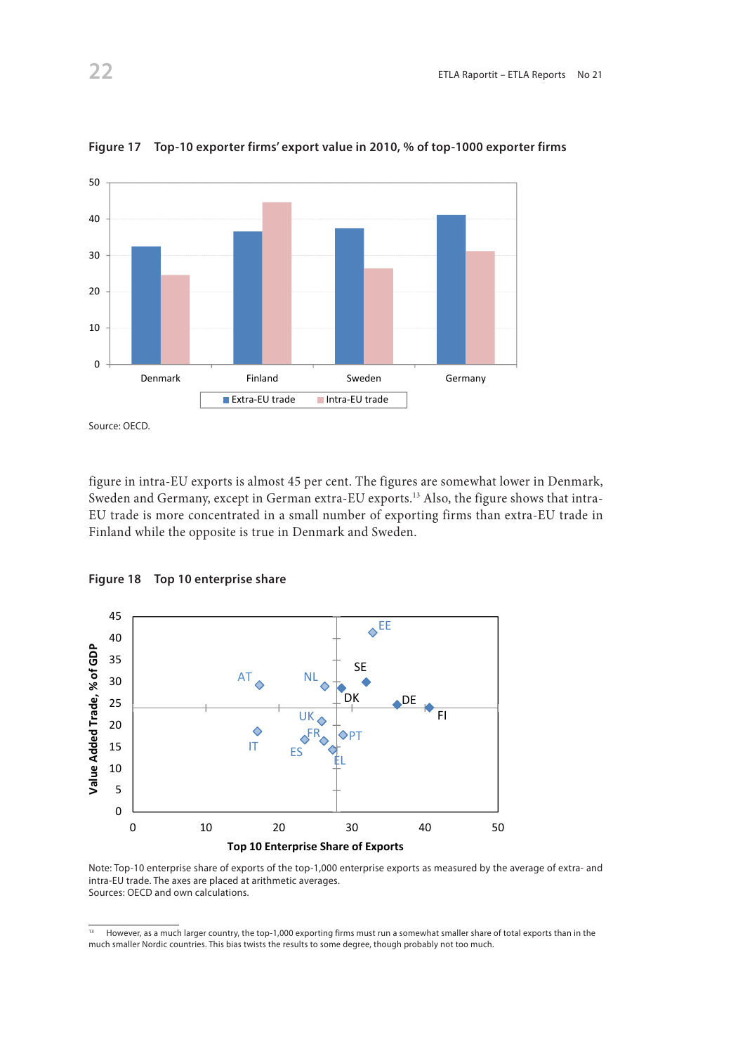**Figure 17 Top-10 exporter firms' export value in 2010, % of top-1000 exporter firms**

Source: OECD.

figure in intra-EU exports is almost 45 per cent. The figures are somewhat lower in Denmark, Sweden and Germany, except in German extra-EU exports.[13] Also, the figure shows that intra-EU trade is more concentrated in a small number of exporting firms than extra-EU trade in Finland while the opposite is true in Denmark and Sweden.

**Figure 18 Top 10 enterprise share**

Note: Top-10 enterprise share of exports of the top-1,000 enterprise exports as measured by the average of extra- and intra-EU trade. The axes are placed at arithmetic averages.
Sources: OECD and own calculations.

[13] However, as a much larger country, the top-1,000 exporting firms must run a somewhat smaller share of total exports than in the much smaller Nordic countries. This bias twists the results to some degree, though probably not too much.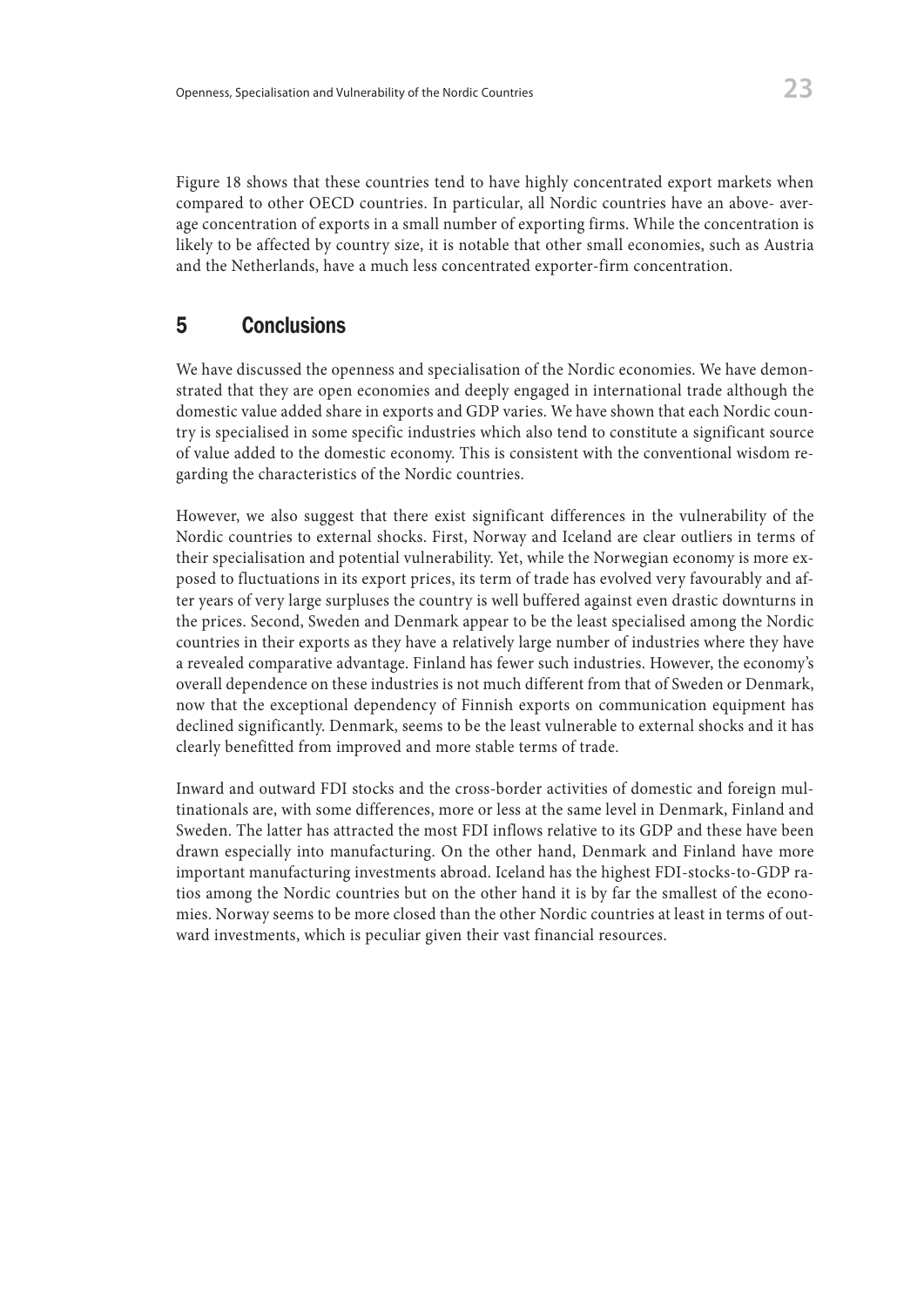Figure 18 shows that these countries tend to have highly concentrated export markets when compared to other OECD countries. In particular, all Nordic countries have an above- average concentration of exports in a small number of exporting firms. While the concentration is likely to be affected by country size, it is notable that other small economies, such as Austria and the Netherlands, have a much less concentrated exporter-firm concentration.

## 5 Conclusions

We have discussed the openness and specialisation of the Nordic economies. We have demonstrated that they are open economies and deeply engaged in international trade although the domestic value added share in exports and GDP varies. We have shown that each Nordic country is specialised in some specific industries which also tend to constitute a significant source of value added to the domestic economy. This is consistent with the conventional wisdom regarding the characteristics of the Nordic countries.

However, we also suggest that there exist significant differences in the vulnerability of the Nordic countries to external shocks. First, Norway and Iceland are clear outliers in terms of their specialisation and potential vulnerability. Yet, while the Norwegian economy is more exposed to fluctuations in its export prices, its term of trade has evolved very favourably and after years of very large surpluses the country is well buffered against even drastic downturns in the prices. Second, Sweden and Denmark appear to be the least specialised among the Nordic countries in their exports as they have a relatively large number of industries where they have a revealed comparative advantage. Finland has fewer such industries. However, the economy's overall dependence on these industries is not much different from that of Sweden or Denmark, now that the exceptional dependency of Finnish exports on communication equipment has declined significantly. Denmark, seems to be the least vulnerable to external shocks and it has clearly benefitted from improved and more stable terms of trade.

Inward and outward FDI stocks and the cross-border activities of domestic and foreign multinationals are, with some differences, more or less at the same level in Denmark, Finland and Sweden. The latter has attracted the most FDI inflows relative to its GDP and these have been drawn especially into manufacturing. On the other hand, Denmark and Finland have more important manufacturing investments abroad. Iceland has the highest FDI-stocks-to-GDP ratios among the Nordic countries but on the other hand it is by far the smallest of the economies. Norway seems to be more closed than the other Nordic countries at least in terms of outward investments, which is peculiar given their vast financial resources.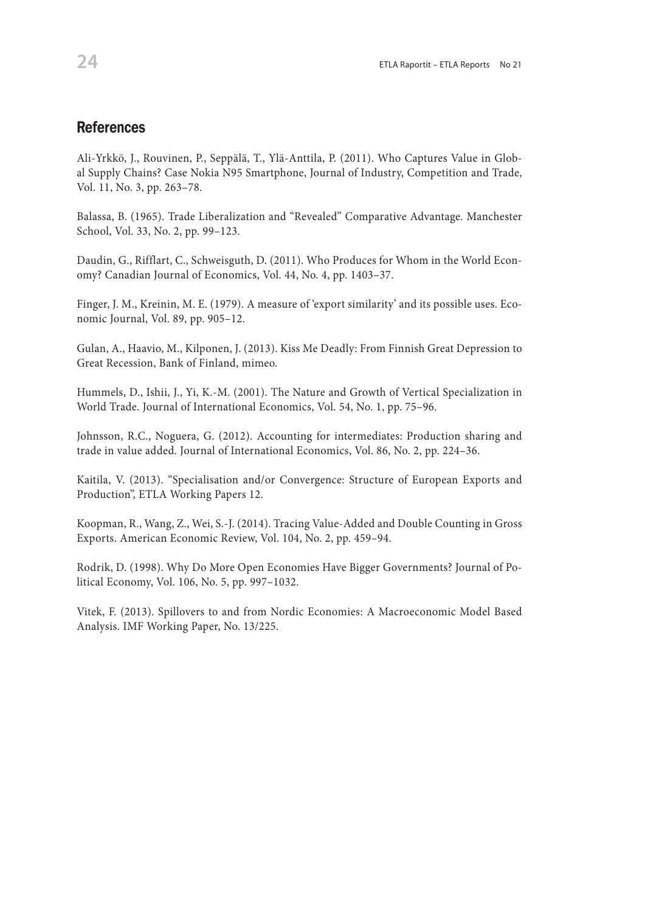## References

Ali-Yrkkö, J., Rouvinen, P., Seppälä, T., Ylä-Anttila, P. (2011). Who Captures Value in Global Supply Chains? Case Nokia N95 Smartphone, Journal of Industry, Competition and Trade, Vol. 11, No. 3, pp. 263–78.

Balassa, B. (1965). Trade Liberalization and "Revealed" Comparative Advantage. Manchester School, Vol. 33, No. 2, pp. 99–123.

Daudin, G., Rifflart, C., Schweisguth, D. (2011). Who Produces for Whom in the World Economy? Canadian Journal of Economics, Vol. 44, No. 4, pp. 1403–37.

Finger, J. M., Kreinin, M. E. (1979). A measure of 'export similarity' and its possible uses. Economic Journal, Vol. 89, pp. 905–12.

Gulan, A., Haavio, M., Kilponen, J. (2013). Kiss Me Deadly: From Finnish Great Depression to Great Recession, Bank of Finland, mimeo.

Hummels, D., Ishii, J., Yi, K.-M. (2001). The Nature and Growth of Vertical Specialization in World Trade. Journal of International Economics, Vol. 54, No. 1, pp. 75–96.

Johnsson, R.C., Noguera, G. (2012). Accounting for intermediates: Production sharing and trade in value added. Journal of International Economics, Vol. 86, No. 2, pp. 224–36.

Kaitila, V. (2013). "Specialisation and/or Convergence: Structure of European Exports and Production", ETLA Working Papers 12.

Koopman, R., Wang, Z., Wei, S.-J. (2014). Tracing Value-Added and Double Counting in Gross Exports. American Economic Review, Vol. 104, No. 2, pp. 459–94.

Rodrik, D. (1998). Why Do More Open Economies Have Bigger Governments? Journal of Political Economy, Vol. 106, No. 5, pp. 997–1032.

Vitek, F. (2013). Spillovers to and from Nordic Economies: A Macroeconomic Model Based Analysis. IMF Working Paper, No. 13/225.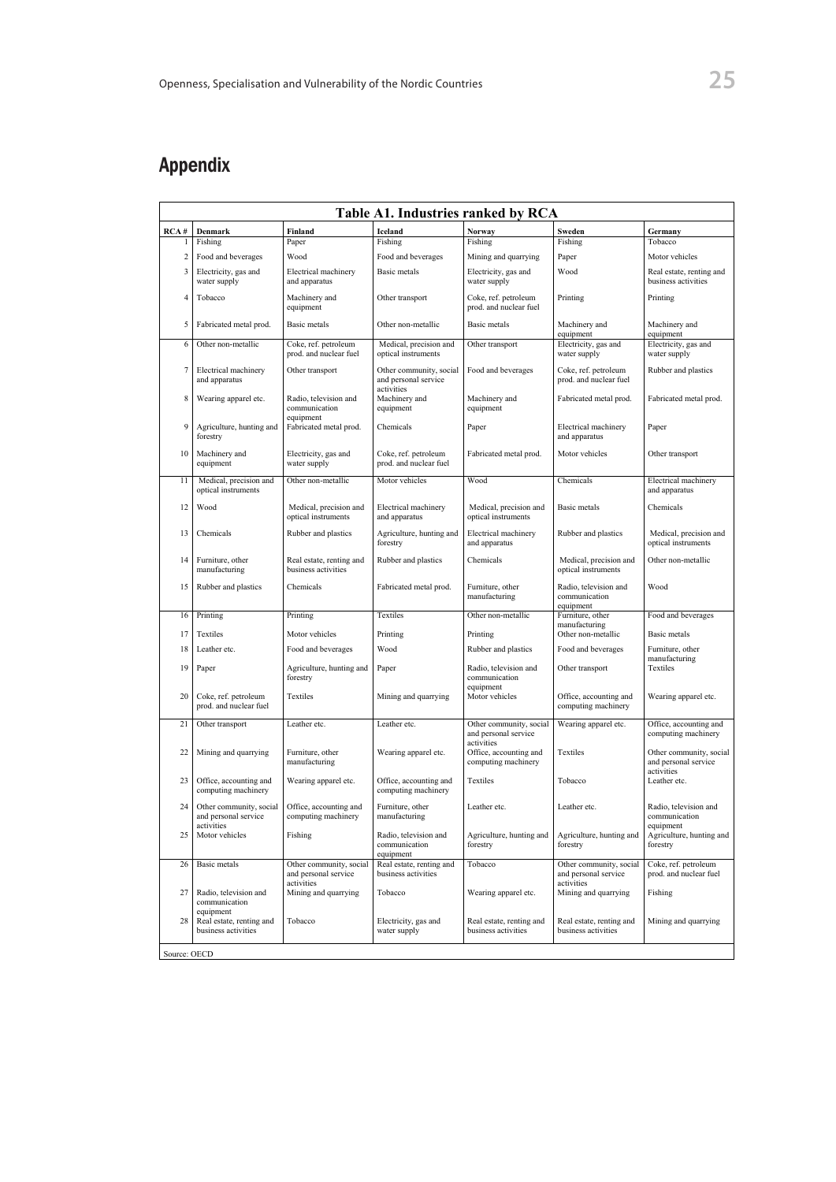## Appendix

**Table A1. Industries ranked by RCA**

| RCA # | Denmark | Finland | Iceland | Norway | Sweden | Germany |
|---|---|---|---|---|---|---|
| 1 | Fishing | Paper | Fishing | Fishing | Fishing | Tobacco |
| 2 | Food and beverages | Wood | Food and beverages | Mining and quarrying | Paper | Motor vehicles |
| 3 | Electricity, gas and water supply | Electrical machinery and apparatus | Basic metals | Electricity, gas and water supply | Wood | Real estate, renting and business activities |
| 4 | Tobacco | Machinery and equipment | Other transport | Coke, ref. petroleum prod. and nuclear fuel | Printing | Printing |
| 5 | Fabricated metal prod. | Basic metals | Other non-metallic | Basic metals | Machinery and equipment | Machinery and equipment |
| 6 | Other non-metallic | Coke, ref. petroleum prod. and nuclear fuel | Medical, precision and optical instruments | Other transport | Electricity, gas and water supply | Electricity, gas and water supply |
| 7 | Electrical machinery and apparatus | Other transport | Other community, social and personal service activities | Food and beverages | Coke, ref. petroleum prod. and nuclear fuel | Rubber and plastics |
| 8 | Wearing apparel etc. | Radio, television and communication equipment | Machinery and equipment | Machinery and equipment | Fabricated metal prod. | Fabricated metal prod. |
| 9 | Agriculture, hunting and forestry | Fabricated metal prod. | Chemicals | Paper | Electrical machinery and apparatus | Paper |
| 10 | Machinery and equipment | Electricity, gas and water supply | Coke, ref. petroleum prod. and nuclear fuel | Fabricated metal prod. | Motor vehicles | Other transport |
| 11 | Medical, precision and optical instruments | Other non-metallic | Motor vehicles | Wood | Chemicals | Electrical machinery and apparatus |
| 12 | Wood | Medical, precision and optical instruments | Electrical machinery and apparatus | Medical, precision and optical instruments | Basic metals | Chemicals |
| 13 | Chemicals | Rubber and plastics | Agriculture, hunting and forestry | Electrical machinery and apparatus | Rubber and plastics | Medical, precision and optical instruments |
| 14 | Furniture, other manufacturing | Real estate, renting and business activities | Rubber and plastics | Chemicals | Medical, precision and optical instruments | Other non-metallic |
| 15 | Rubber and plastics | Chemicals | Fabricated metal prod. | Furniture, other manufacturing | Radio, television and communication equipment | Wood |
| 16 | Printing | Printing | Textiles | Other non-metallic | Furniture, other manufacturing | Food and beverages |
| 17 | Textiles | Motor vehicles | Printing | Printing | Other non-metallic | Basic metals |
| 18 | Leather etc. | Food and beverages | Wood | Rubber and plastics | Food and beverages | Furniture, other manufacturing |
| 19 | Paper | Agriculture, hunting and forestry | Paper | Radio, television and communication equipment | Other transport | Textiles |
| 20 | Coke, ref. petroleum prod. and nuclear fuel | Textiles | Mining and quarrying | Motor vehicles | Office, accounting and computing machinery | Wearing apparel etc. |
| 21 | Other transport | Leather etc. | Leather etc. | Other community, social and personal service activities | Wearing apparel etc. | Office, accounting and computing machinery |
| 22 | Mining and quarrying | Furniture, other manufacturing | Wearing apparel etc. | Office, accounting and computing machinery | Textiles | Other community, social and personal service activities |
| 23 | Office, accounting and computing machinery | Wearing apparel etc. | Office, accounting and computing machinery | Textiles | Tobacco | Leather etc. |
| 24 | Other community, social and personal service activities | Office, accounting and computing machinery | Furniture, other manufacturing | Leather etc. | Leather etc. | Radio, television and communication equipment |
| 25 | Motor vehicles | Fishing | Radio, television and communication equipment | Agriculture, hunting and forestry | Agriculture, hunting and forestry | Agriculture, hunting and forestry |
| 26 | Basic metals | Other community, social and personal service activities | Real estate, renting and business activities | Tobacco | Other community, social and personal service activities | Coke, ref. petroleum prod. and nuclear fuel |
| 27 | Radio, television and communication equipment | Mining and quarrying | Tobacco | Wearing apparel etc. | Mining and quarrying | Fishing |
| 28 | Real estate, renting and business activities | Tobacco | Electricity, gas and water supply | Real estate, renting and business activities | Real estate, renting and business activities | Mining and quarrying |

Source: OECD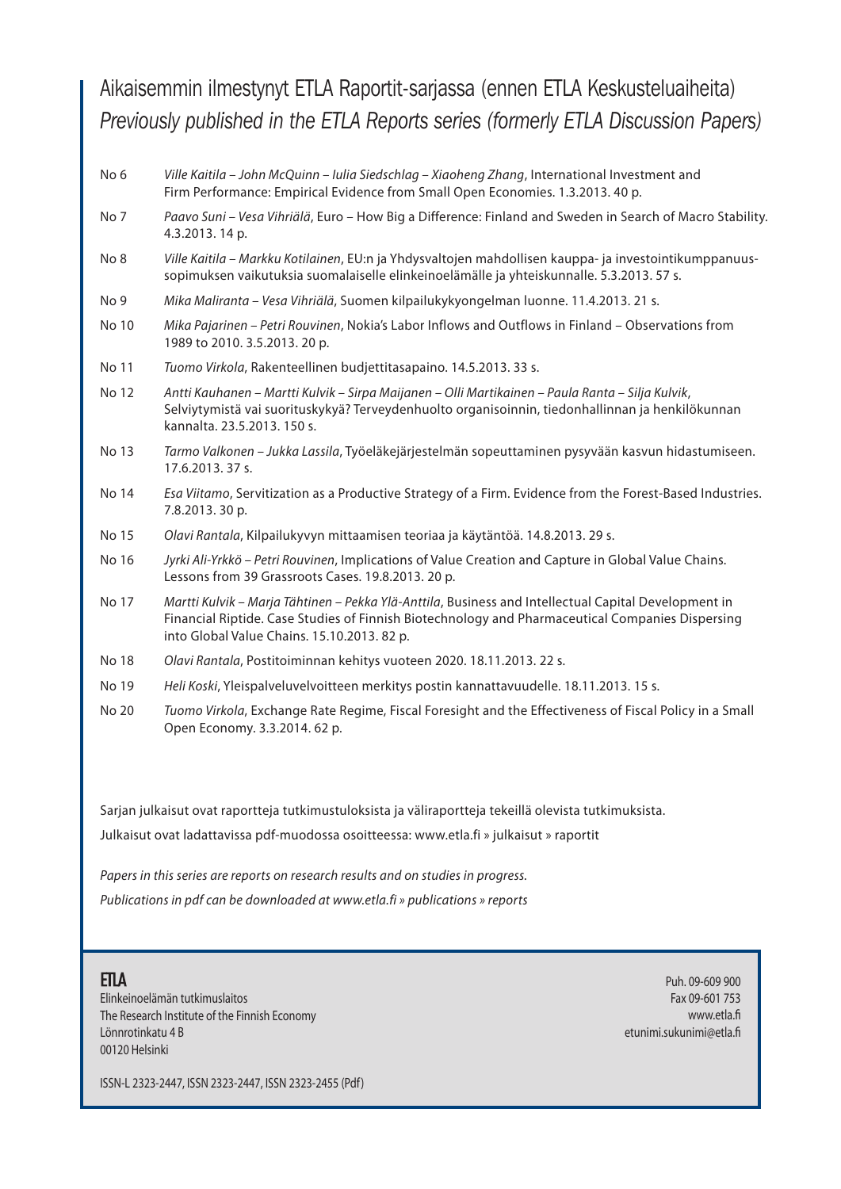## Aikaisemmin ilmestynyt ETLA Raportit-sarjassa (ennen ETLA Keskusteluaiheita)

## *Previously published in the ETLA Reports series (formerly ETLA Discussion Papers)*

No 6 *Ville Kaitila – John McQuinn – Iulia Siedschlag – Xiaoheng Zhang*, International Investment and Firm Performance: Empirical Evidence from Small Open Economies. 1.3.2013. 40 p.

No 7 *Paavo Suni – Vesa Vihriälä*, Euro – How Big a Difference: Finland and Sweden in Search of Macro Stability. 4.3.2013. 14 p.

No 8 *Ville Kaitila – Markku Kotilainen*, EU:n ja Yhdysvaltojen mahdollisen kauppa- ja investointikumppanuussopimuksen vaikutuksia suomalaiselle elinkeinoelämälle ja yhteiskunnalle. 5.3.2013. 57 s.

No 9 *Mika Maliranta – Vesa Vihriälä*, Suomen kilpailukykyongelman luonne. 11.4.2013. 21 s.

No 10 *Mika Pajarinen – Petri Rouvinen*, Nokia's Labor Inflows and Outflows in Finland – Observations from 1989 to 2010. 3.5.2013. 20 p.

No 11 *Tuomo Virkola*, Rakenteellinen budjettitasapaino. 14.5.2013. 33 s.

No 12 *Antti Kauhanen – Martti Kulvik – Sirpa Maijanen – Olli Martikainen – Paula Ranta – Silja Kulvik*, Selviytymistä vai suorituskykyä? Terveydenhuolto organisoinnin, tiedonhallinnan ja henkilökunnan kannalta. 23.5.2013. 150 s.

No 13 *Tarmo Valkonen – Jukka Lassila*, Työeläkejärjestelmän sopeuttaminen pysyvään kasvun hidastumiseen. 17.6.2013. 37 s.

No 14 *Esa Viitamo*, Servitization as a Productive Strategy of a Firm. Evidence from the Forest-Based Industries. 7.8.2013. 30 p.

No 15 *Olavi Rantala*, Kilpailukyvyn mittaamisen teoriaa ja käytäntöä. 14.8.2013. 29 s.

No 16 *Jyrki Ali-Yrkkö – Petri Rouvinen*, Implications of Value Creation and Capture in Global Value Chains. Lessons from 39 Grassroots Cases. 19.8.2013. 20 p.

No 17 *Martti Kulvik – Marja Tähtinen – Pekka Ylä-Anttila*, Business and Intellectual Capital Development in Financial Riptide. Case Studies of Finnish Biotechnology and Pharmaceutical Companies Dispersing into Global Value Chains. 15.10.2013. 82 p.

No 18 *Olavi Rantala*, Postitoiminnan kehitys vuoteen 2020. 18.11.2013. 22 s.

No 19 *Heli Koski*, Yleispalveluvelvoitteen merkitys postin kannattavuudelle. 18.11.2013. 15 s.

No 20 *Tuomo Virkola*, Exchange Rate Regime, Fiscal Foresight and the Effectiveness of Fiscal Policy in a Small Open Economy. 3.3.2014. 62 p.

Sarjan julkaisut ovat raportteja tutkimustuloksista ja väliraportteja tekeillä olevista tutkimuksista.

Julkaisut ovat ladattavissa pdf-muodossa osoitteessa: www.etla.fi » julkaisut » raportit

*Papers in this series are reports on research results and on studies in progress.*

*Publications in pdf can be downloaded at www.etla.fi » publications » reports*

**ETLA**
Elinkeinoelämän tutkimuslaitos
The Research Institute of the Finnish Economy
Lönnrotinkatu 4 B
00120 Helsinki

Puh. 09-609 900
Fax 09-601 753
www.etla.fi
etunimi.sukunimi@etla.fi

ISSN-L 2323-2447, ISSN 2323-2447, ISSN 2323-2455 (Pdf)